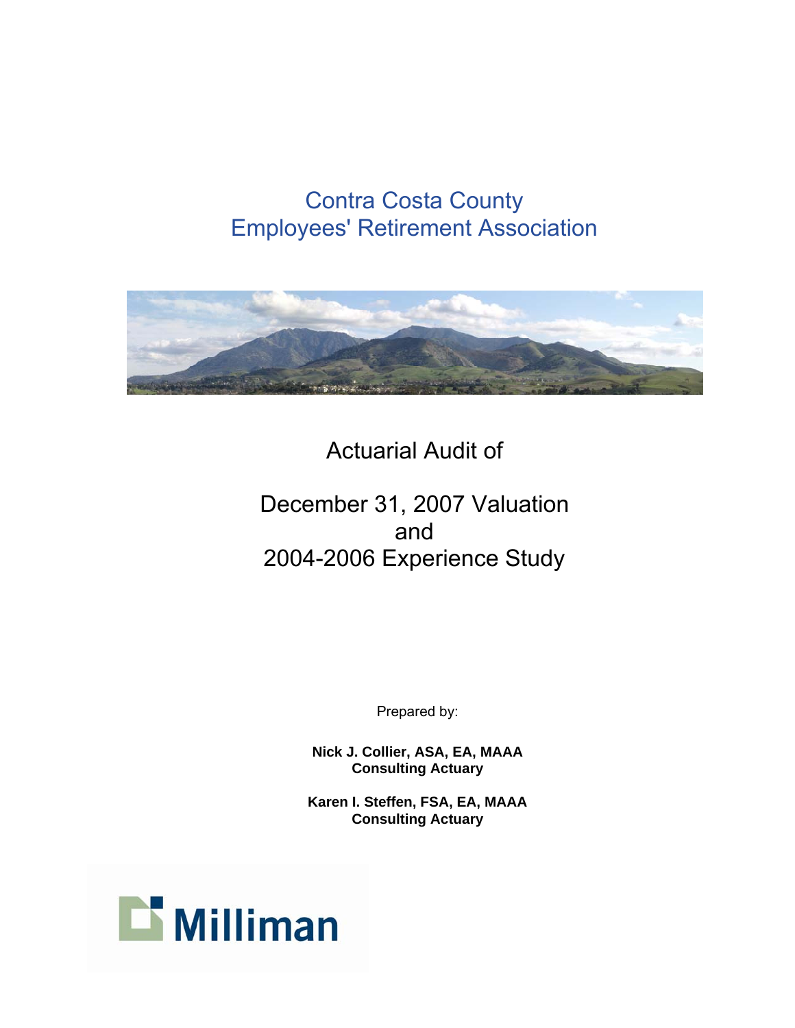# Contra Costa County Employees' Retirement Association

## Actuarial Audit of

## December 31, 2007 Valuation and 2004-2006 Experience Study

Prepared by:

**Nick J. Collier, ASA, EA, MAAA**
**Consulting Actuary**

**Karen I. Steffen, FSA, EA, MAAA**
**Consulting Actuary**

Milliman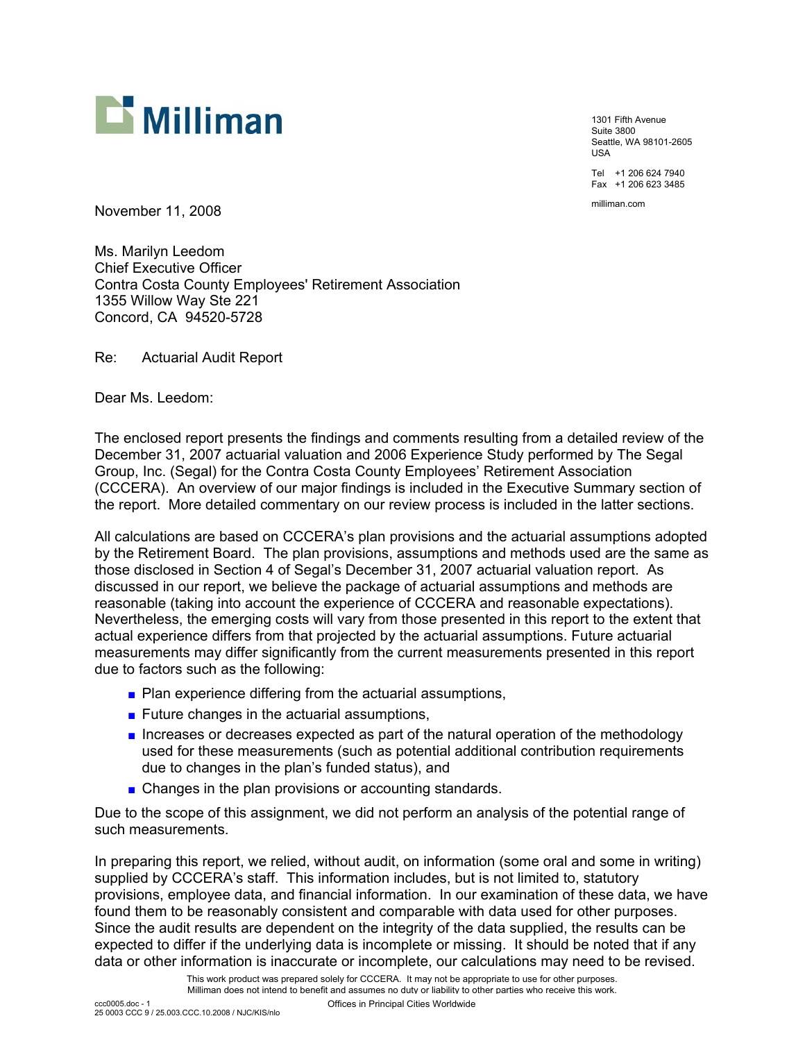Milliman

1301 Fifth Avenue
Suite 3800
Seattle, WA 98101-2605
USA

Tel +1 206 624 7940
Fax +1 206 623 3485

milliman.com

November 11, 2008

Ms. Marilyn Leedom
Chief Executive Officer
Contra Costa County Employees' Retirement Association
1355 Willow Way Ste 221
Concord, CA 94520-5728

Re: Actuarial Audit Report

Dear Ms. Leedom:

The enclosed report presents the findings and comments resulting from a detailed review of the December 31, 2007 actuarial valuation and 2006 Experience Study performed by The Segal Group, Inc. (Segal) for the Contra Costa County Employees' Retirement Association (CCCERA). An overview of our major findings is included in the Executive Summary section of the report. More detailed commentary on our review process is included in the latter sections.

All calculations are based on CCCERA's plan provisions and the actuarial assumptions adopted by the Retirement Board. The plan provisions, assumptions and methods used are the same as those disclosed in Section 4 of Segal's December 31, 2007 actuarial valuation report. As discussed in our report, we believe the package of actuarial assumptions and methods are reasonable (taking into account the experience of CCCERA and reasonable expectations). Nevertheless, the emerging costs will vary from those presented in this report to the extent that actual experience differs from that projected by the actuarial assumptions. Future actuarial measurements may differ significantly from the current measurements presented in this report due to factors such as the following:

- Plan experience differing from the actuarial assumptions,
- Future changes in the actuarial assumptions,
- Increases or decreases expected as part of the natural operation of the methodology used for these measurements (such as potential additional contribution requirements due to changes in the plan's funded status), and
- Changes in the plan provisions or accounting standards.

Due to the scope of this assignment, we did not perform an analysis of the potential range of such measurements.

In preparing this report, we relied, without audit, on information (some oral and some in writing) supplied by CCCERA's staff. This information includes, but is not limited to, statutory provisions, employee data, and financial information. In our examination of these data, we have found them to be reasonably consistent and comparable with data used for other purposes. Since the audit results are dependent on the integrity of the data supplied, the results can be expected to differ if the underlying data is incomplete or missing. It should be noted that if any data or other information is inaccurate or incomplete, our calculations may need to be revised.

This work product was prepared solely for CCCERA. It may not be appropriate to use for other purposes.
Milliman does not intend to benefit and assumes no duty or liability to other parties who receive this work.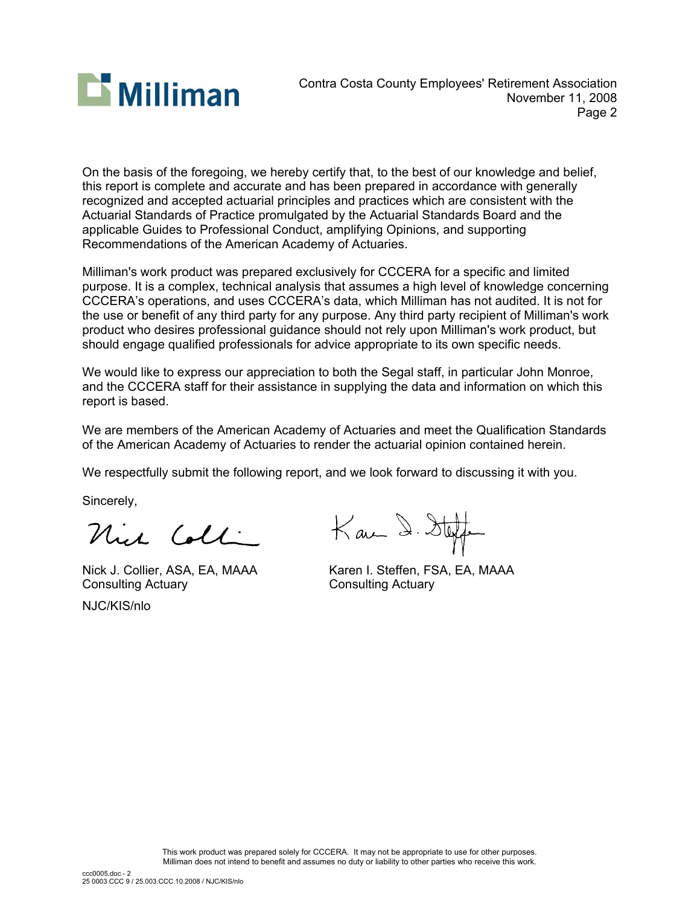On the basis of the foregoing, we hereby certify that, to the best of our knowledge and belief, this report is complete and accurate and has been prepared in accordance with generally recognized and accepted actuarial principles and practices which are consistent with the Actuarial Standards of Practice promulgated by the Actuarial Standards Board and the applicable Guides to Professional Conduct, amplifying Opinions, and supporting Recommendations of the American Academy of Actuaries.

Milliman's work product was prepared exclusively for CCCERA for a specific and limited purpose. It is a complex, technical analysis that assumes a high level of knowledge concerning CCCERA's operations, and uses CCCERA's data, which Milliman has not audited. It is not for the use or benefit of any third party for any purpose. Any third party recipient of Milliman's work product who desires professional guidance should not rely upon Milliman's work product, but should engage qualified professionals for advice appropriate to its own specific needs.

We would like to express our appreciation to both the Segal staff, in particular John Monroe, and the CCCERA staff for their assistance in supplying the data and information on which this report is based.

We are members of the American Academy of Actuaries and meet the Qualification Standards of the American Academy of Actuaries to render the actuarial opinion contained herein.

We respectfully submit the following report, and we look forward to discussing it with you.

Sincerely,

Nick J. Collier, ASA, EA, MAAA
Consulting Actuary

Karen I. Steffen, FSA, EA, MAAA
Consulting Actuary

NJC/KIS/nlo

This work product was prepared solely for CCCERA. It may not be appropriate to use for other purposes. Milliman does not intend to benefit and assumes no duty or liability to other parties who receive this work.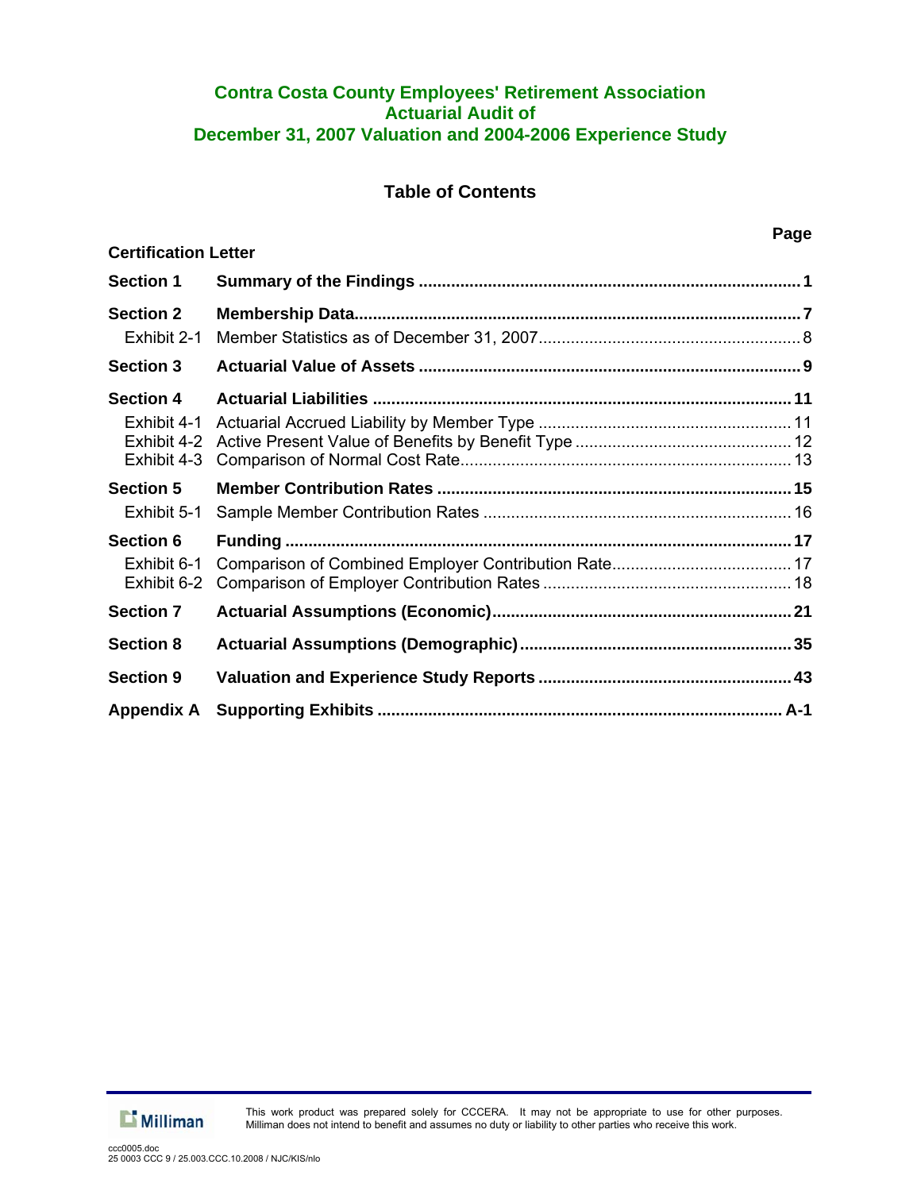# Contra Costa County Employees' Retirement Association
# Actuarial Audit of
# December 31, 2007 Valuation and 2004-2006 Experience Study

## Table of Contents

| | | Page |
|---|---|---|
| **Certification Letter** | | |
| **Section 1** | **Summary of the Findings** | **1** |
| **Section 2** | **Membership Data** | **7** |
| Exhibit 2-1 | Member Statistics as of December 31, 2007 | 8 |
| **Section 3** | **Actuarial Value of Assets** | **9** |
| **Section 4** | **Actuarial Liabilities** | **11** |
| Exhibit 4-1 | Actuarial Accrued Liability by Member Type | 11 |
| Exhibit 4-2 | Active Present Value of Benefits by Benefit Type | 12 |
| Exhibit 4-3 | Comparison of Normal Cost Rate | 13 |
| **Section 5** | **Member Contribution Rates** | **15** |
| Exhibit 5-1 | Sample Member Contribution Rates | 16 |
| **Section 6** | **Funding** | **17** |
| Exhibit 6-1 | Comparison of Combined Employer Contribution Rate | 17 |
| Exhibit 6-2 | Comparison of Employer Contribution Rates | 18 |
| **Section 7** | **Actuarial Assumptions (Economic)** | **21** |
| **Section 8** | **Actuarial Assumptions (Demographic)** | **35** |
| **Section 9** | **Valuation and Experience Study Reports** | **43** |
| **Appendix A** | **Supporting Exhibits** | **A-1** |

This work product was prepared solely for CCCERA. It may not be appropriate to use for other purposes. Milliman does not intend to benefit and assumes no duty or liability to other parties who receive this work.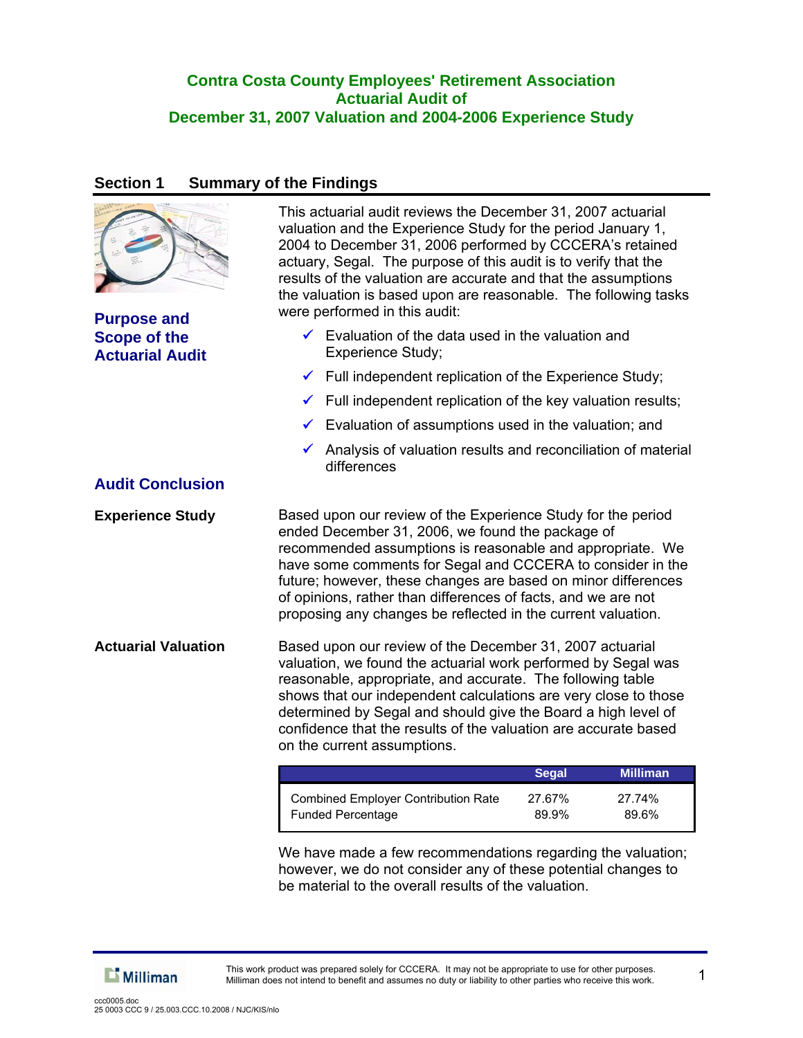# Contra Costa County Employees' Retirement Association
# Actuarial Audit of
# December 31, 2007 Valuation and 2004-2006 Experience Study

## Section 1 Summary of the Findings

### Purpose and Scope of the Actuarial Audit

This actuarial audit reviews the December 31, 2007 actuarial valuation and the Experience Study for the period January 1, 2004 to December 31, 2006 performed by CCCERA's retained actuary, Segal. The purpose of this audit is to verify that the results of the valuation are accurate and that the assumptions the valuation is based upon are reasonable. The following tasks were performed in this audit:

- ✓ Evaluation of the data used in the valuation and Experience Study;
- ✓ Full independent replication of the Experience Study;
- ✓ Full independent replication of the key valuation results;
- ✓ Evaluation of assumptions used in the valuation; and
- ✓ Analysis of valuation results and reconciliation of material differences

### Audit Conclusion

**Experience Study**

Based upon our review of the Experience Study for the period ended December 31, 2006, we found the package of recommended assumptions is reasonable and appropriate. We have some comments for Segal and CCCERA to consider in the future; however, these changes are based on minor differences of opinions, rather than differences of facts, and we are not proposing any changes be reflected in the current valuation.

**Actuarial Valuation**

Based upon our review of the December 31, 2007 actuarial valuation, we found the actuarial work performed by Segal was reasonable, appropriate, and accurate. The following table shows that our independent calculations are very close to those determined by Segal and should give the Board a high level of confidence that the results of the valuation are accurate based on the current assumptions.

| | Segal | Milliman |
|---|---|---|
| Combined Employer Contribution Rate | 27.67% | 27.74% |
| Funded Percentage | 89.9% | 89.6% |

We have made a few recommendations regarding the valuation; however, we do not consider any of these potential changes to be material to the overall results of the valuation.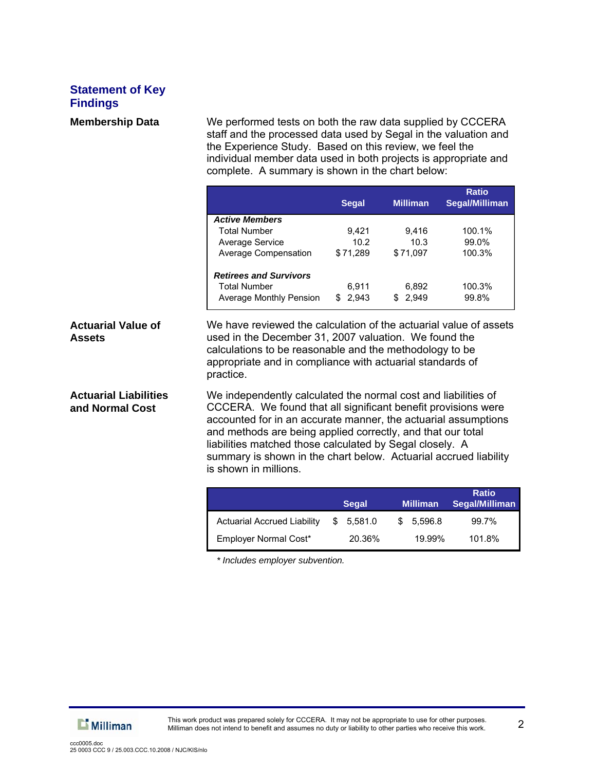## Statement of Key Findings

### Membership Data

We performed tests on both the raw data supplied by CCCERA staff and the processed data used by Segal in the valuation and the Experience Study. Based on this review, we feel the individual member data used in both projects is appropriate and complete. A summary is shown in the chart below:

| | Segal | Milliman | Ratio Segal/Milliman |
|---|---|---|---|
| ***Active Members*** | | | |
| Total Number | 9,421 | 9,416 | 100.1% |
| Average Service | 10.2 | 10.3 | 99.0% |
| Average Compensation | $71,289 | $71,097 | 100.3% |
| ***Retirees and Survivors*** | | | |
| Total Number | 6,911 | 6,892 | 100.3% |
| Average Monthly Pension | $ 2,943 | $ 2,949 | 99.8% |

### Actuarial Value of Assets

We have reviewed the calculation of the actuarial value of assets used in the December 31, 2007 valuation. We found the calculations to be reasonable and the methodology to be appropriate and in compliance with actuarial standards of practice.

### Actuarial Liabilities and Normal Cost

We independently calculated the normal cost and liabilities of CCCERA. We found that all significant benefit provisions were accounted for in an accurate manner, the actuarial assumptions and methods are being applied correctly, and that our total liabilities matched those calculated by Segal closely. A summary is shown in the chart below. Actuarial accrued liability is shown in millions.

| | Segal | Milliman | Ratio Segal/Milliman |
|---|---|---|---|
| Actuarial Accrued Liability | $ 5,581.0 | $ 5,596.8 | 99.7% |
| Employer Normal Cost* | 20.36% | 19.99% | 101.8% |

*\* Includes employer subvention.*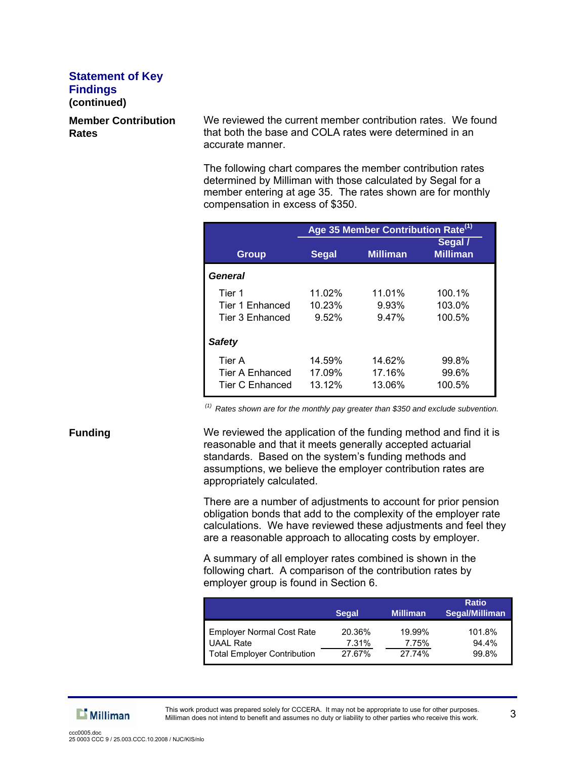## Statement of Key Findings (continued)

### Member Contribution Rates

We reviewed the current member contribution rates. We found that both the base and COLA rates were determined in an accurate manner.

The following chart compares the member contribution rates determined by Milliman with those calculated by Segal for a member entering at age 35. The rates shown are for monthly compensation in excess of $350.

| Group | Age 35 Member Contribution Rate[(1)] | | |
|---|---|---|---|
| | Segal | Milliman | Segal / Milliman |
| ***General*** | | | |
| Tier 1 | 11.02% | 11.01% | 100.1% |
| Tier 1 Enhanced | 10.23% | 9.93% | 103.0% |
| Tier 3 Enhanced | 9.52% | 9.47% | 100.5% |
| ***Safety*** | | | |
| Tier A | 14.59% | 14.62% | 99.8% |
| Tier A Enhanced | 17.09% | 17.16% | 99.6% |
| Tier C Enhanced | 13.12% | 13.06% | 100.5% |

*[(1)] Rates shown are for the monthly pay greater than $350 and exclude subvention.*

### Funding

We reviewed the application of the funding method and find it is reasonable and that it meets generally accepted actuarial standards. Based on the system's funding methods and assumptions, we believe the employer contribution rates are appropriately calculated.

There are a number of adjustments to account for prior pension obligation bonds that add to the complexity of the employer rate calculations. We have reviewed these adjustments and feel they are a reasonable approach to allocating costs by employer.

A summary of all employer rates combined is shown in the following chart. A comparison of the contribution rates by employer group is found in Section 6.

| | Segal | Milliman | Ratio Segal/Milliman |
|---|---|---|---|
| Employer Normal Cost Rate | 20.36% | 19.99% | 101.8% |
| UAAL Rate | 7.31% | 7.75% | 94.4% |
| Total Employer Contribution | 27.67% | 27.74% | 99.8% |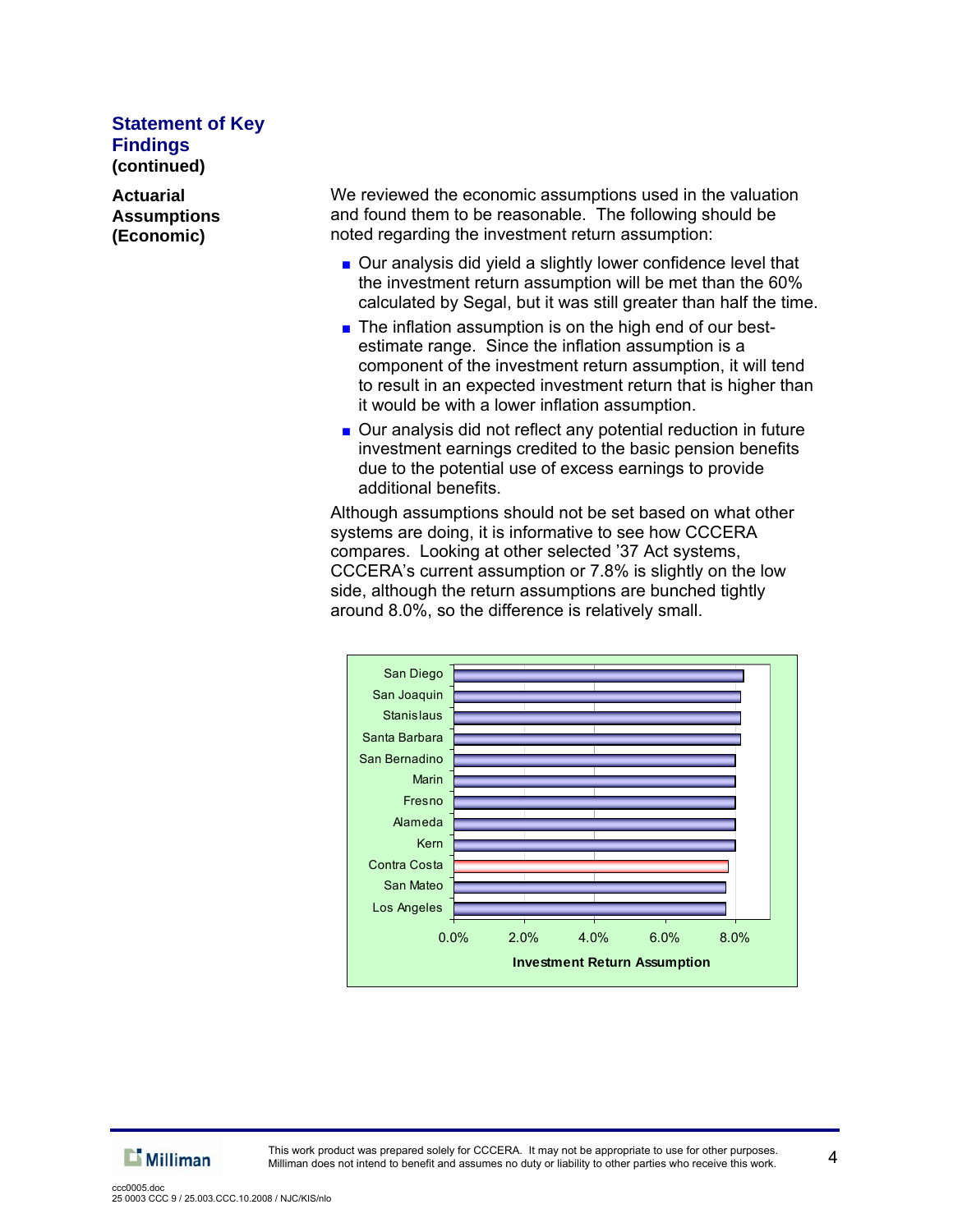## Statement of Key Findings (continued)

**Actuarial Assumptions (Economic)**

We reviewed the economic assumptions used in the valuation and found them to be reasonable. The following should be noted regarding the investment return assumption:

- Our analysis did yield a slightly lower confidence level that the investment return assumption will be met than the 60% calculated by Segal, but it was still greater than half the time.
- The inflation assumption is on the high end of our best-estimate range. Since the inflation assumption is a component of the investment return assumption, it will tend to result in an expected investment return that is higher than it would be with a lower inflation assumption.
- Our analysis did not reflect any potential reduction in future investment earnings credited to the basic pension benefits due to the potential use of excess earnings to provide additional benefits.

Although assumptions should not be set based on what other systems are doing, it is informative to see how CCCERA compares. Looking at other selected '37 Act systems, CCCERA's current assumption or 7.8% is slightly on the low side, although the return assumptions are bunched tightly around 8.0%, so the difference is relatively small.

San Diego
San Joaquin
Stanislaus
Santa Barbara
San Bernadino
Marin
Fresno
Alameda
Kern
Contra Costa
San Mateo
Los Angeles

0.0% 2.0% 4.0% 6.0% 8.0%

Investment Return Assumption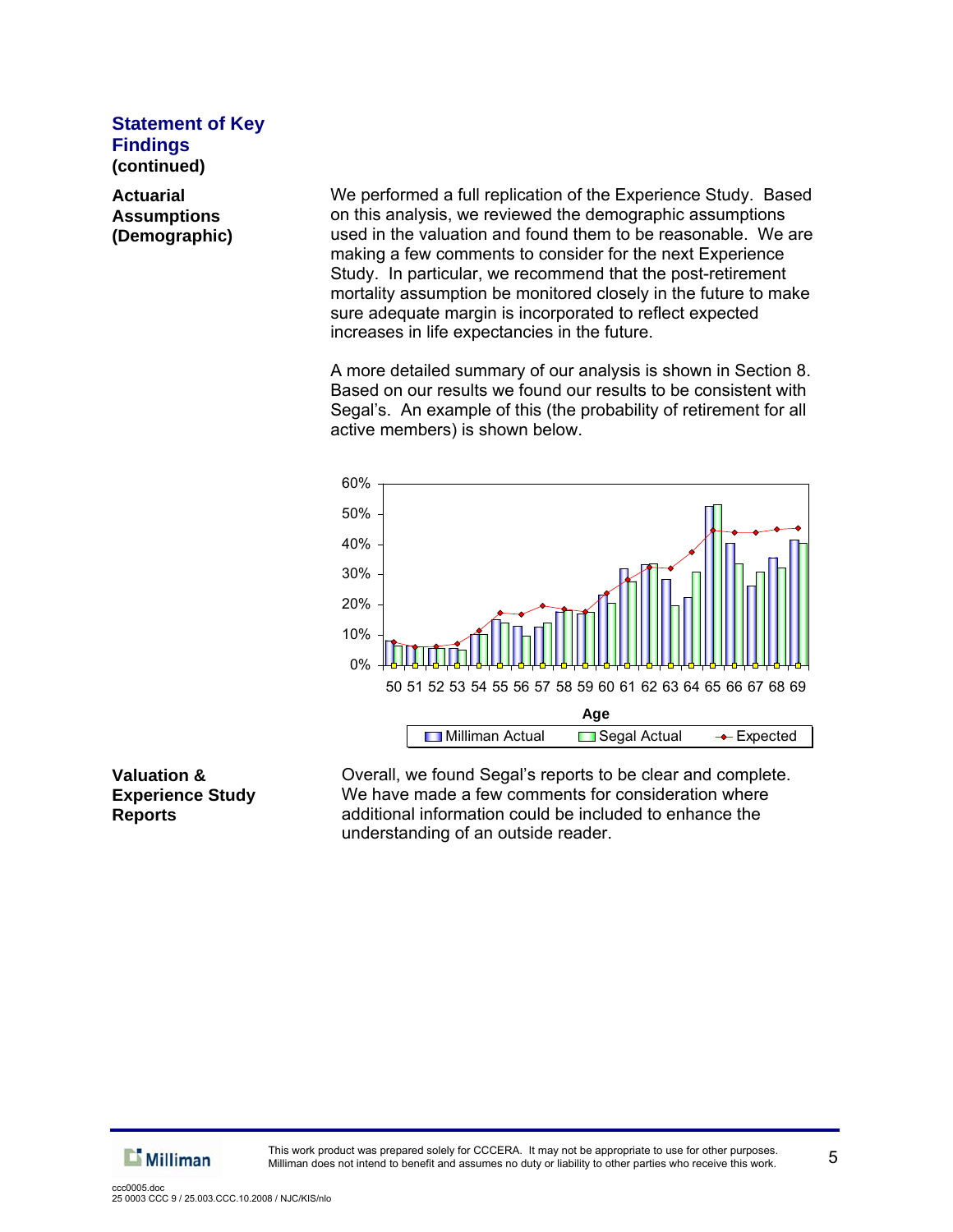## Statement of Key Findings (continued)

**Actuarial Assumptions (Demographic)**

We performed a full replication of the Experience Study. Based on this analysis, we reviewed the demographic assumptions used in the valuation and found them to be reasonable. We are making a few comments to consider for the next Experience Study. In particular, we recommend that the post-retirement mortality assumption be monitored closely in the future to make sure adequate margin is incorporated to reflect expected increases in life expectancies in the future.

A more detailed summary of our analysis is shown in Section 8. Based on our results we found our results to be consistent with Segal's. An example of this (the probability of retirement for all active members) is shown below.

**Valuation & Experience Study Reports**

Overall, we found Segal's reports to be clear and complete. We have made a few comments for consideration where additional information could be included to enhance the understanding of an outside reader.

This work product was prepared solely for CCCERA. It may not be appropriate to use for other purposes. Milliman does not intend to benefit and assumes no duty or liability to other parties who receive this work.

ccc0005.doc
25 0003 CCC 9 / 25.003.CCC.10.2008 / NJC/KIS/nlo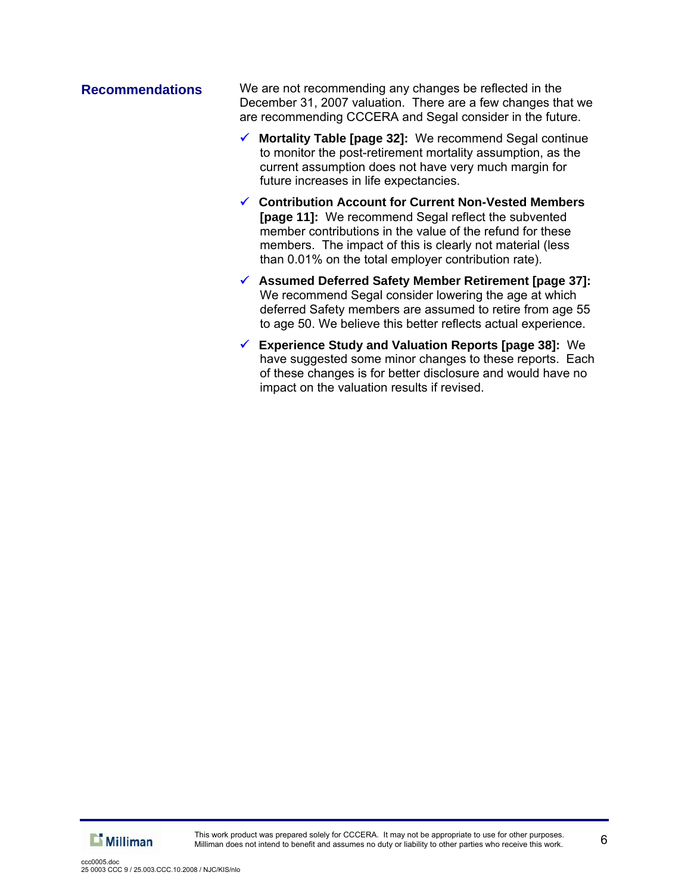## Recommendations

We are not recommending any changes be reflected in the December 31, 2007 valuation. There are a few changes that we are recommending CCCERA and Segal consider in the future.

- ✓ **Mortality Table [page 32]:** We recommend Segal continue to monitor the post-retirement mortality assumption, as the current assumption does not have very much margin for future increases in life expectancies.
- ✓ **Contribution Account for Current Non-Vested Members [page 11]:** We recommend Segal reflect the subvented member contributions in the value of the refund for these members. The impact of this is clearly not material (less than 0.01% on the total employer contribution rate).
- ✓ **Assumed Deferred Safety Member Retirement [page 37]:** We recommend Segal consider lowering the age at which deferred Safety members are assumed to retire from age 55 to age 50. We believe this better reflects actual experience.
- ✓ **Experience Study and Valuation Reports [page 38]:** We have suggested some minor changes to these reports. Each of these changes is for better disclosure and would have no impact on the valuation results if revised.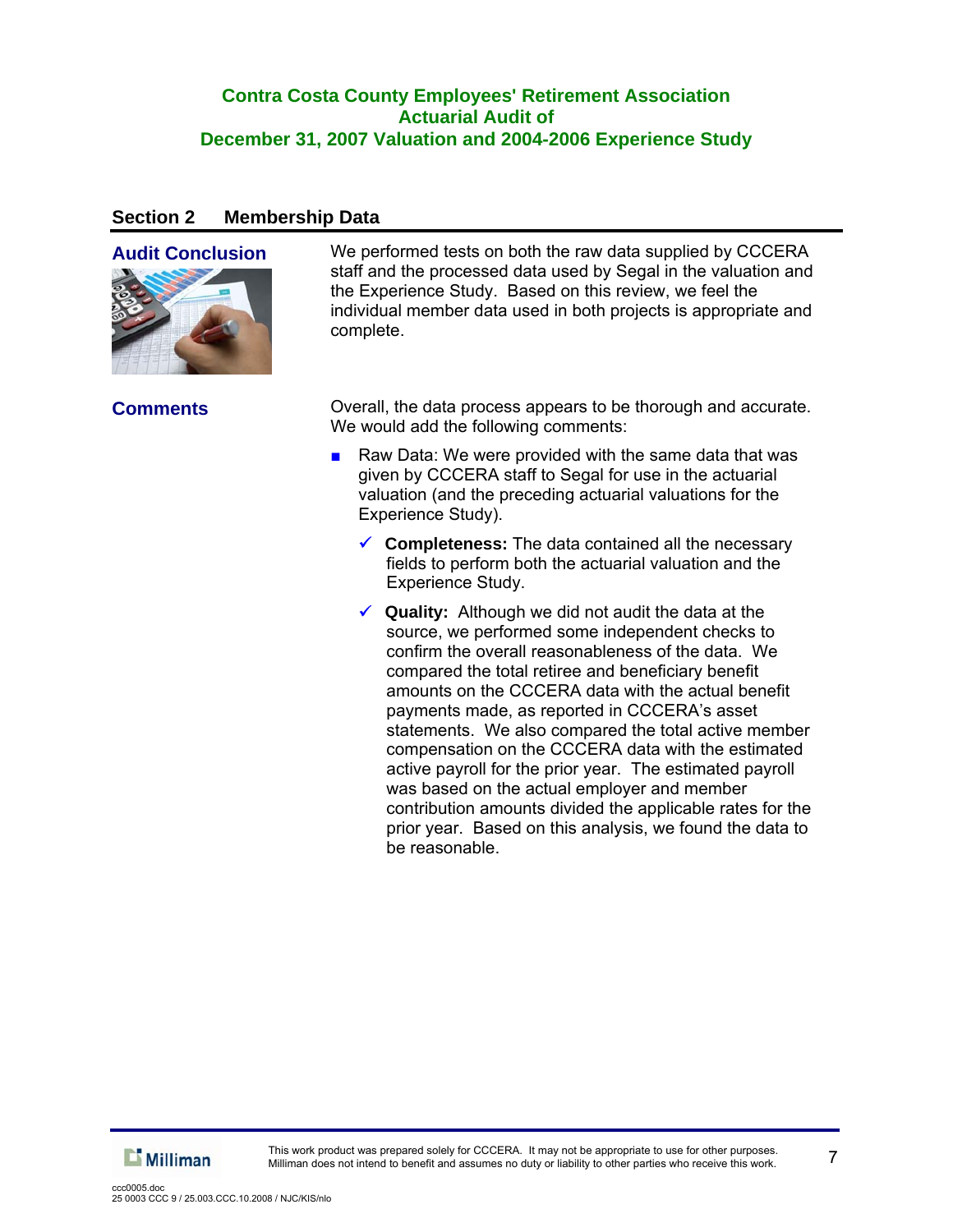## Section 2 Membership Data

### Audit Conclusion

We performed tests on both the raw data supplied by CCCERA staff and the processed data used by Segal in the valuation and the Experience Study. Based on this review, we feel the individual member data used in both projects is appropriate and complete.

### Comments

Overall, the data process appears to be thorough and accurate. We would add the following comments:

- Raw Data: We were provided with the same data that was given by CCCERA staff to Segal for use in the actuarial valuation (and the preceding actuarial valuations for the Experience Study).
  - ✓ **Completeness:** The data contained all the necessary fields to perform both the actuarial valuation and the Experience Study.
  - ✓ **Quality:** Although we did not audit the data at the source, we performed some independent checks to confirm the overall reasonableness of the data. We compared the total retiree and beneficiary benefit amounts on the CCCERA data with the actual benefit payments made, as reported in CCCERA's asset statements. We also compared the total active member compensation on the CCCERA data with the estimated active payroll for the prior year. The estimated payroll was based on the actual employer and member contribution amounts divided the applicable rates for the prior year. Based on this analysis, we found the data to be reasonable.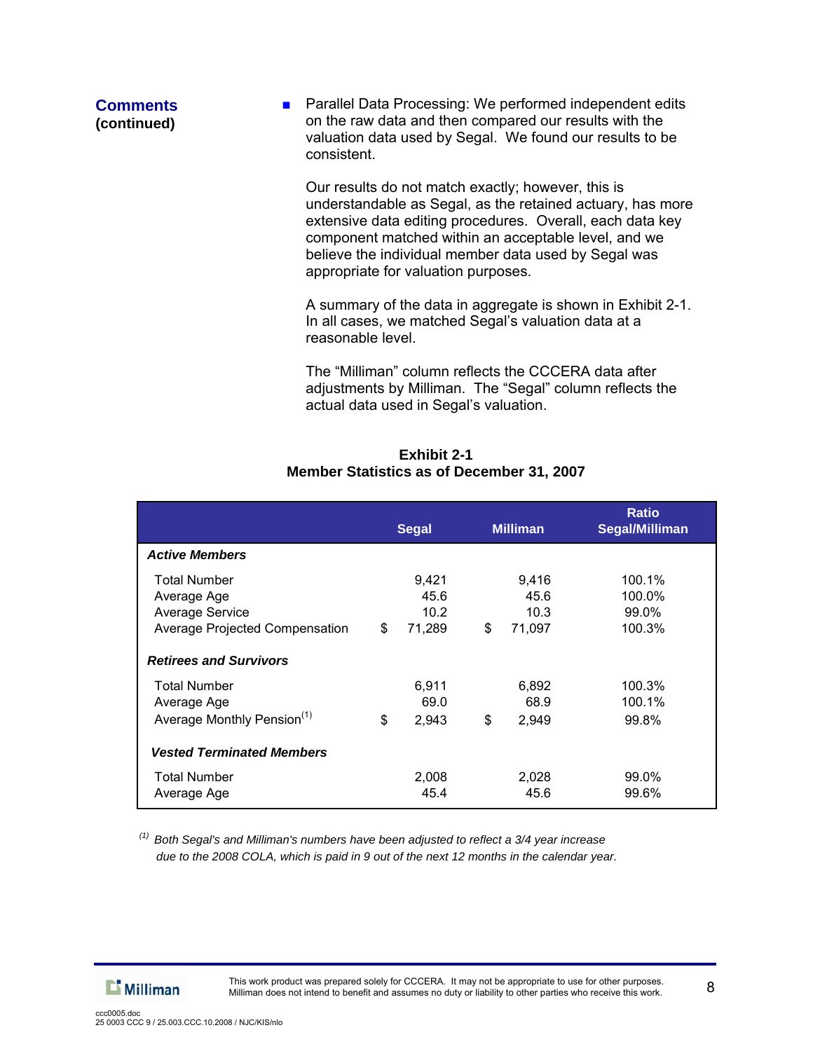**Comments (continued)**

- Parallel Data Processing: We performed independent edits on the raw data and then compared our results with the valuation data used by Segal. We found our results to be consistent.

  Our results do not match exactly; however, this is understandable as Segal, as the retained actuary, has more extensive data editing procedures. Overall, each data key component matched within an acceptable level, and we believe the individual member data used by Segal was appropriate for valuation purposes.

  A summary of the data in aggregate is shown in Exhibit 2-1. In all cases, we matched Segal's valuation data at a reasonable level.

  The "Milliman" column reflects the CCCERA data after adjustments by Milliman. The "Segal" column reflects the actual data used in Segal's valuation.

**Exhibit 2-1**
**Member Statistics as of December 31, 2007**

| | Segal | Milliman | Ratio Segal/Milliman |
|---|---|---|---|
| ***Active Members*** | | | |
| Total Number | 9,421 | 9,416 | 100.1% |
| Average Age | 45.6 | 45.6 | 100.0% |
| Average Service | 10.2 | 10.3 | 99.0% |
| Average Projected Compensation | $ 71,289 | $ 71,097 | 100.3% |
| ***Retirees and Survivors*** | | | |
| Total Number | 6,911 | 6,892 | 100.3% |
| Average Age | 69.0 | 68.9 | 100.1% |
| Average Monthly Pension[1] | $ 2,943 | $ 2,949 | 99.8% |
| ***Vested Terminated Members*** | | | |
| Total Number | 2,008 | 2,028 | 99.0% |
| Average Age | 45.4 | 45.6 | 99.6% |

[1] *Both Segal's and Milliman's numbers have been adjusted to reflect a 3/4 year increase due to the 2008 COLA, which is paid in 9 out of the next 12 months in the calendar year.*

This work product was prepared solely for CCCERA. It may not be appropriate to use for other purposes. Milliman does not intend to benefit and assumes no duty or liability to other parties who receive this work.

ccc0005.doc
25 0003 CCC 9 / 25.003.CCC.10.2008 / NJC/KIS/nlo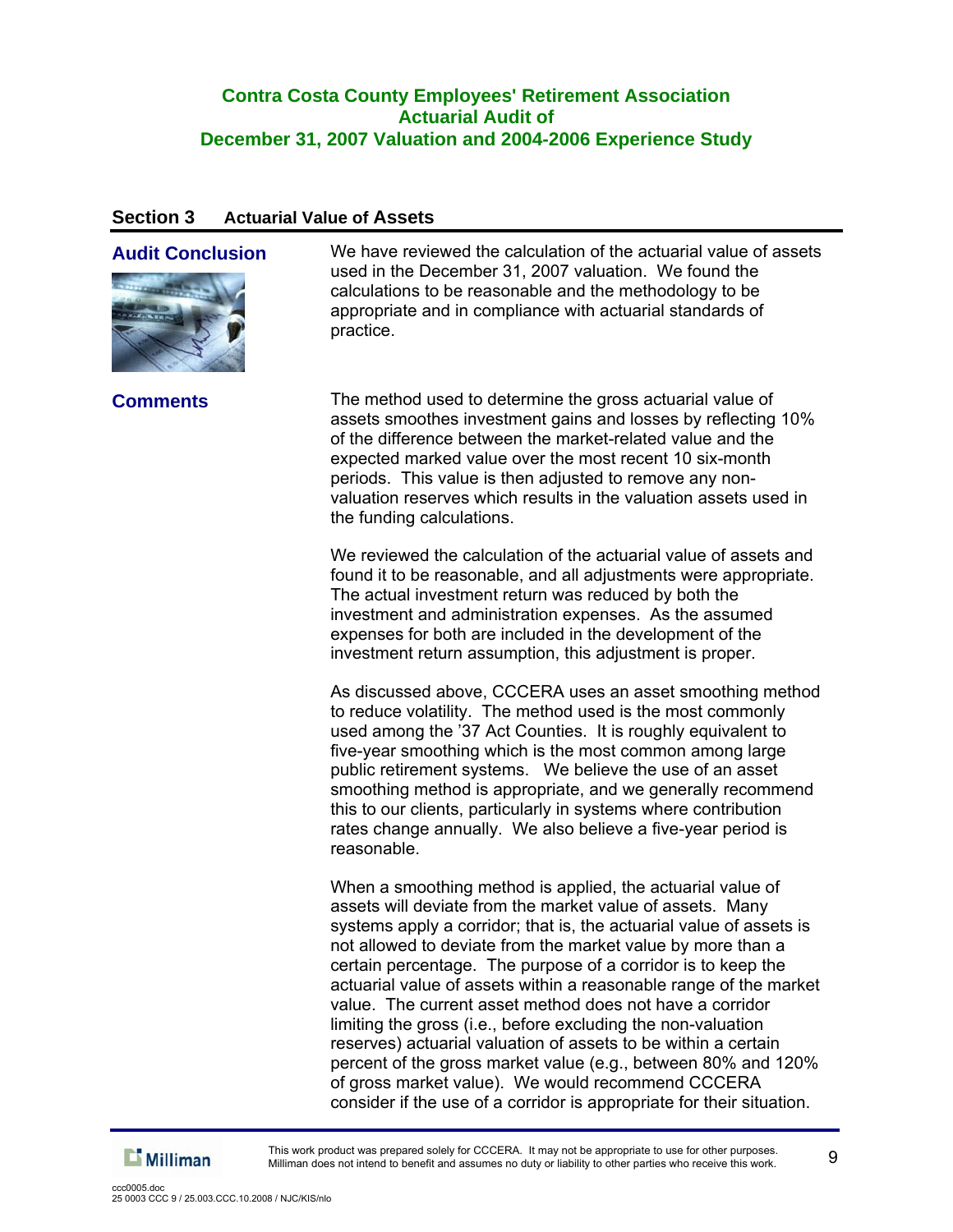## Section 3 Actuarial Value of Assets

### Audit Conclusion

We have reviewed the calculation of the actuarial value of assets used in the December 31, 2007 valuation. We found the calculations to be reasonable and the methodology to be appropriate and in compliance with actuarial standards of practice.

### Comments

The method used to determine the gross actuarial value of assets smoothes investment gains and losses by reflecting 10% of the difference between the market-related value and the expected marked value over the most recent 10 six-month periods. This value is then adjusted to remove any non-valuation reserves which results in the valuation assets used in the funding calculations.

We reviewed the calculation of the actuarial value of assets and found it to be reasonable, and all adjustments were appropriate. The actual investment return was reduced by both the investment and administration expenses. As the assumed expenses for both are included in the development of the investment return assumption, this adjustment is proper.

As discussed above, CCCERA uses an asset smoothing method to reduce volatility. The method used is the most commonly used among the '37 Act Counties. It is roughly equivalent to five-year smoothing which is the most common among large public retirement systems. We believe the use of an asset smoothing method is appropriate, and we generally recommend this to our clients, particularly in systems where contribution rates change annually. We also believe a five-year period is reasonable.

When a smoothing method is applied, the actuarial value of assets will deviate from the market value of assets. Many systems apply a corridor; that is, the actuarial value of assets is not allowed to deviate from the market value by more than a certain percentage. The purpose of a corridor is to keep the actuarial value of assets within a reasonable range of the market value. The current asset method does not have a corridor limiting the gross (i.e., before excluding the non-valuation reserves) actuarial valuation of assets to be within a certain percent of the gross market value (e.g., between 80% and 120% of gross market value). We would recommend CCCERA consider if the use of a corridor is appropriate for their situation.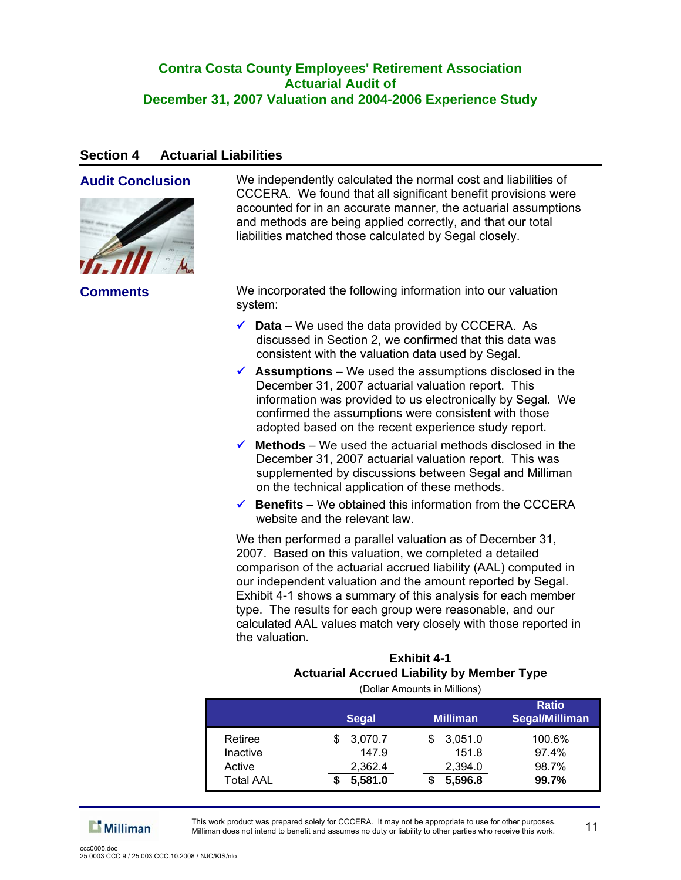## Section 4 Actuarial Liabilities

### Audit Conclusion

We independently calculated the normal cost and liabilities of CCCERA. We found that all significant benefit provisions were accounted for in an accurate manner, the actuarial assumptions and methods are being applied correctly, and that our total liabilities matched those calculated by Segal closely.

### Comments

We incorporated the following information into our valuation system:

- ✓ **Data** – We used the data provided by CCCERA. As discussed in Section 2, we confirmed that this data was consistent with the valuation data used by Segal.
- ✓ **Assumptions** – We used the assumptions disclosed in the December 31, 2007 actuarial valuation report. This information was provided to us electronically by Segal. We confirmed the assumptions were consistent with those adopted based on the recent experience study report.
- ✓ **Methods** – We used the actuarial methods disclosed in the December 31, 2007 actuarial valuation report. This was supplemented by discussions between Segal and Milliman on the technical application of these methods.
- ✓ **Benefits** – We obtained this information from the CCCERA website and the relevant law.

We then performed a parallel valuation as of December 31, 2007. Based on this valuation, we completed a detailed comparison of the actuarial accrued liability (AAL) computed in our independent valuation and the amount reported by Segal. Exhibit 4-1 shows a summary of this analysis for each member type. The results for each group were reasonable, and our calculated AAL values match very closely with those reported in the valuation.

**Exhibit 4-1**
**Actuarial Accrued Liability by Member Type**
(Dollar Amounts in Millions)

| | Segal | Milliman | Ratio Segal/Milliman |
|---|---|---|---|
| Retiree | $ 3,070.7 | $ 3,051.0 | 100.6% |
| Inactive | 147.9 | 151.8 | 97.4% |
| Active | 2,362.4 | 2,394.0 | 98.7% |
| **Total AAL** | **$ 5,581.0** | **$ 5,596.8** | **99.7%** |

This work product was prepared solely for CCCERA. It may not be appropriate to use for other purposes. Milliman does not intend to benefit and assumes no duty or liability to other parties who receive this work.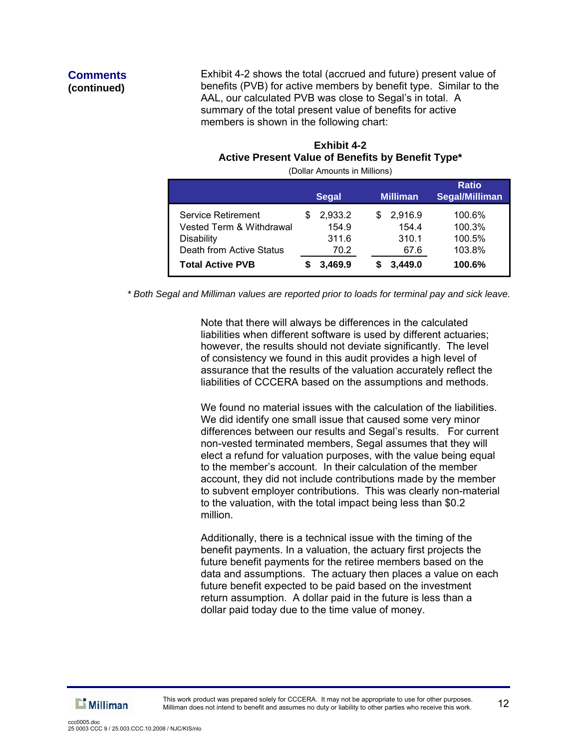**Comments (continued)**

Exhibit 4-2 shows the total (accrued and future) present value of benefits (PVB) for active members by benefit type. Similar to the AAL, our calculated PVB was close to Segal's in total. A summary of the total present value of benefits for active members is shown in the following chart:

**Exhibit 4-2**
**Active Present Value of Benefits by Benefit Type***
(Dollar Amounts in Millions)

| | Segal | Milliman | Ratio Segal/Milliman |
|---|---|---|---|
| Service Retirement | $ 2,933.2 | $ 2,916.9 | 100.6% |
| Vested Term & Withdrawal | 154.9 | 154.4 | 100.3% |
| Disability | 311.6 | 310.1 | 100.5% |
| Death from Active Status | 70.2 | 67.6 | 103.8% |
| **Total Active PVB** | **$ 3,469.9** | **$ 3,449.0** | **100.6%** |

*\* Both Segal and Milliman values are reported prior to loads for terminal pay and sick leave.*

Note that there will always be differences in the calculated liabilities when different software is used by different actuaries; however, the results should not deviate significantly. The level of consistency we found in this audit provides a high level of assurance that the results of the valuation accurately reflect the liabilities of CCCERA based on the assumptions and methods.

We found no material issues with the calculation of the liabilities. We did identify one small issue that caused some very minor differences between our results and Segal's results. For current non-vested terminated members, Segal assumes that they will elect a refund for valuation purposes, with the value being equal to the member's account. In their calculation of the member account, they did not include contributions made by the member to subvent employer contributions. This was clearly non-material to the valuation, with the total impact being less than $0.2 million.

Additionally, there is a technical issue with the timing of the benefit payments. In a valuation, the actuary first projects the future benefit payments for the retiree members based on the data and assumptions. The actuary then places a value on each future benefit expected to be paid based on the investment return assumption. A dollar paid in the future is less than a dollar paid today due to the time value of money.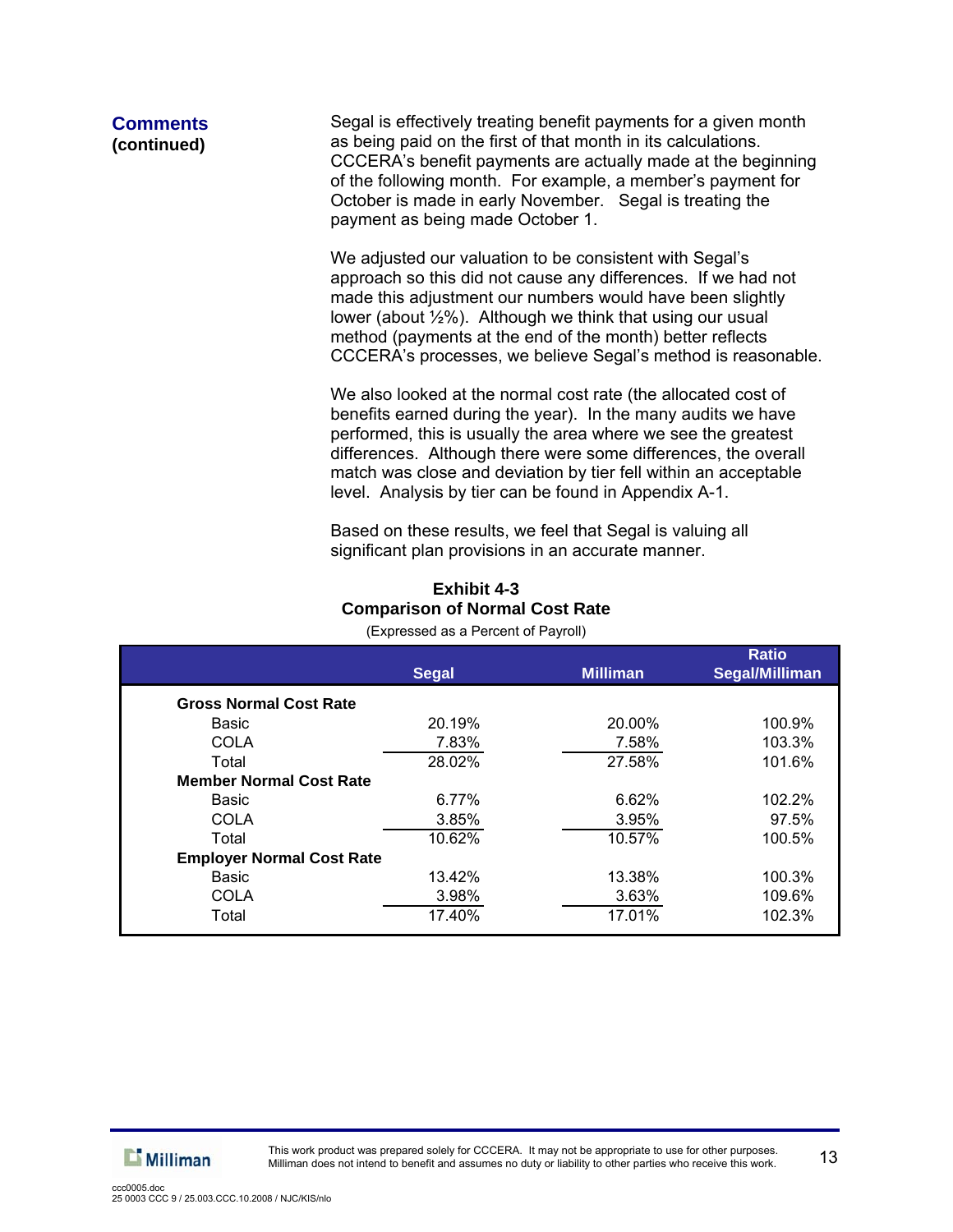**Comments (continued)**

Segal is effectively treating benefit payments for a given month as being paid on the first of that month in its calculations. CCCERA's benefit payments are actually made at the beginning of the following month. For example, a member's payment for October is made in early November. Segal is treating the payment as being made October 1.

We adjusted our valuation to be consistent with Segal's approach so this did not cause any differences. If we had not made this adjustment our numbers would have been slightly lower (about ½%). Although we think that using our usual method (payments at the end of the month) better reflects CCCERA's processes, we believe Segal's method is reasonable.

We also looked at the normal cost rate (the allocated cost of benefits earned during the year). In the many audits we have performed, this is usually the area where we see the greatest differences. Although there were some differences, the overall match was close and deviation by tier fell within an acceptable level. Analysis by tier can be found in Appendix A-1.

Based on these results, we feel that Segal is valuing all significant plan provisions in an accurate manner.

**Exhibit 4-3**
**Comparison of Normal Cost Rate**
(Expressed as a Percent of Payroll)

| | Segal | Milliman | Ratio Segal/Milliman |
|---|---|---|---|
| **Gross Normal Cost Rate** | | | |
| Basic | 20.19% | 20.00% | 100.9% |
| COLA | 7.83% | 7.58% | 103.3% |
| Total | 28.02% | 27.58% | 101.6% |
| **Member Normal Cost Rate** | | | |
| Basic | 6.77% | 6.62% | 102.2% |
| COLA | 3.85% | 3.95% | 97.5% |
| Total | 10.62% | 10.57% | 100.5% |
| **Employer Normal Cost Rate** | | | |
| Basic | 13.42% | 13.38% | 100.3% |
| COLA | 3.98% | 3.63% | 109.6% |
| Total | 17.40% | 17.01% | 102.3% |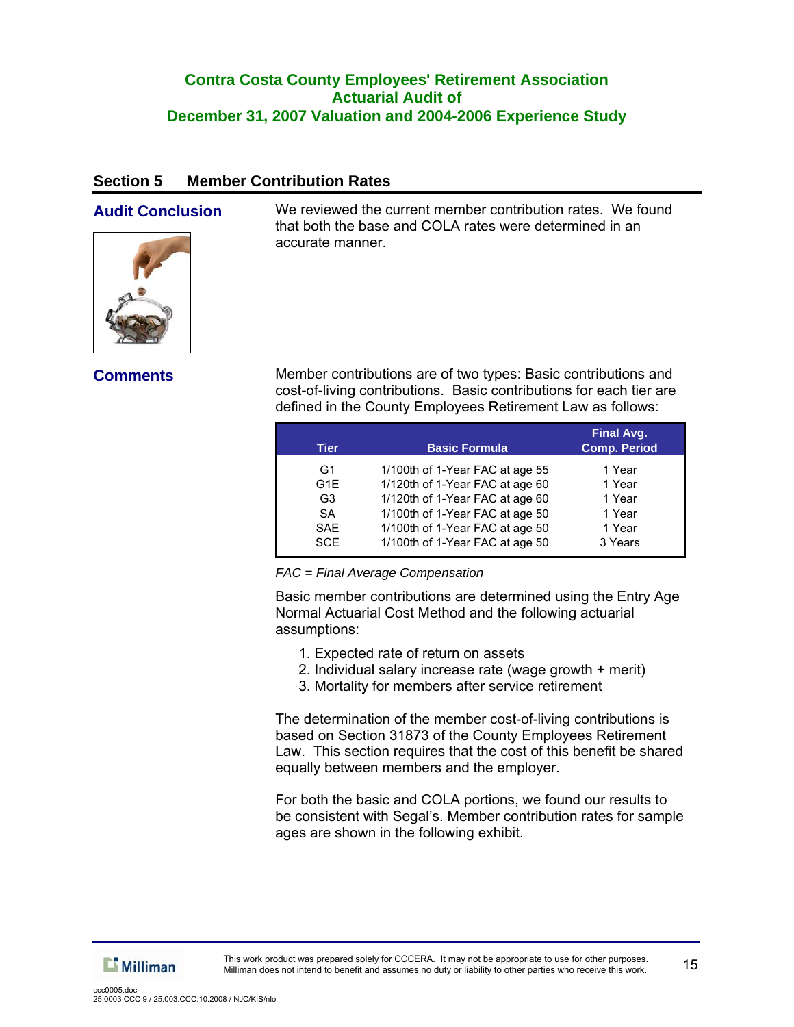# Contra Costa County Employees' Retirement Association
## Actuarial Audit of
## December 31, 2007 Valuation and 2004-2006 Experience Study

## Section 5 Member Contribution Rates

### Audit Conclusion

We reviewed the current member contribution rates. We found that both the base and COLA rates were determined in an accurate manner.

### Comments

Member contributions are of two types: Basic contributions and cost-of-living contributions. Basic contributions for each tier are defined in the County Employees Retirement Law as follows:

| Tier | Basic Formula | Final Avg. Comp. Period |
|---|---|---|
| G1 | 1/100th of 1-Year FAC at age 55 | 1 Year |
| G1E | 1/120th of 1-Year FAC at age 60 | 1 Year |
| G3 | 1/120th of 1-Year FAC at age 60 | 1 Year |
| SA | 1/100th of 1-Year FAC at age 50 | 1 Year |
| SAE | 1/100th of 1-Year FAC at age 50 | 1 Year |
| SCE | 1/100th of 1-Year FAC at age 50 | 3 Years |

*FAC = Final Average Compensation*

Basic member contributions are determined using the Entry Age Normal Actuarial Cost Method and the following actuarial assumptions:

1. Expected rate of return on assets
2. Individual salary increase rate (wage growth + merit)
3. Mortality for members after service retirement

The determination of the member cost-of-living contributions is based on Section 31873 of the County Employees Retirement Law. This section requires that the cost of this benefit be shared equally between members and the employer.

For both the basic and COLA portions, we found our results to be consistent with Segal's. Member contribution rates for sample ages are shown in the following exhibit.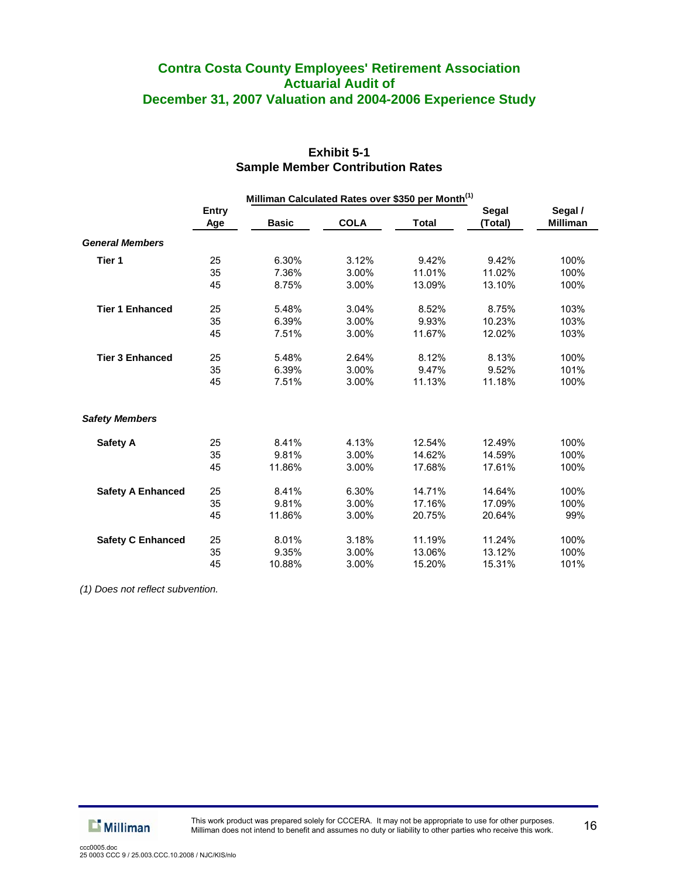# Contra Costa County Employees' Retirement Association
## Actuarial Audit of
## December 31, 2007 Valuation and 2004-2006 Experience Study

### Exhibit 5-1
### Sample Member Contribution Rates

| | Entry Age | Milliman Calculated Rates over $350 per Month[1] Basic | COLA | Total | Segal (Total) | Segal / Milliman |
|---|---|---|---|---|---|---|
| ***General Members*** | | | | | | |
| **Tier 1** | 25 | 6.30% | 3.12% | 9.42% | 9.42% | 100% |
| | 35 | 7.36% | 3.00% | 11.01% | 11.02% | 100% |
| | 45 | 8.75% | 3.00% | 13.09% | 13.10% | 100% |
| **Tier 1 Enhanced** | 25 | 5.48% | 3.04% | 8.52% | 8.75% | 103% |
| | 35 | 6.39% | 3.00% | 9.93% | 10.23% | 103% |
| | 45 | 7.51% | 3.00% | 11.67% | 12.02% | 103% |
| **Tier 3 Enhanced** | 25 | 5.48% | 2.64% | 8.12% | 8.13% | 100% |
| | 35 | 6.39% | 3.00% | 9.47% | 9.52% | 101% |
| | 45 | 7.51% | 3.00% | 11.13% | 11.18% | 100% |
| ***Safety Members*** | | | | | | |
| **Safety A** | 25 | 8.41% | 4.13% | 12.54% | 12.49% | 100% |
| | 35 | 9.81% | 3.00% | 14.62% | 14.59% | 100% |
| | 45 | 11.86% | 3.00% | 17.68% | 17.61% | 100% |
| **Safety A Enhanced** | 25 | 8.41% | 6.30% | 14.71% | 14.64% | 100% |
| | 35 | 9.81% | 3.00% | 17.16% | 17.09% | 100% |
| | 45 | 11.86% | 3.00% | 20.75% | 20.64% | 99% |
| **Safety C Enhanced** | 25 | 8.01% | 3.18% | 11.19% | 11.24% | 100% |
| | 35 | 9.35% | 3.00% | 13.06% | 13.12% | 100% |
| | 45 | 10.88% | 3.00% | 15.20% | 15.31% | 101% |

*(1) Does not reflect subvention.*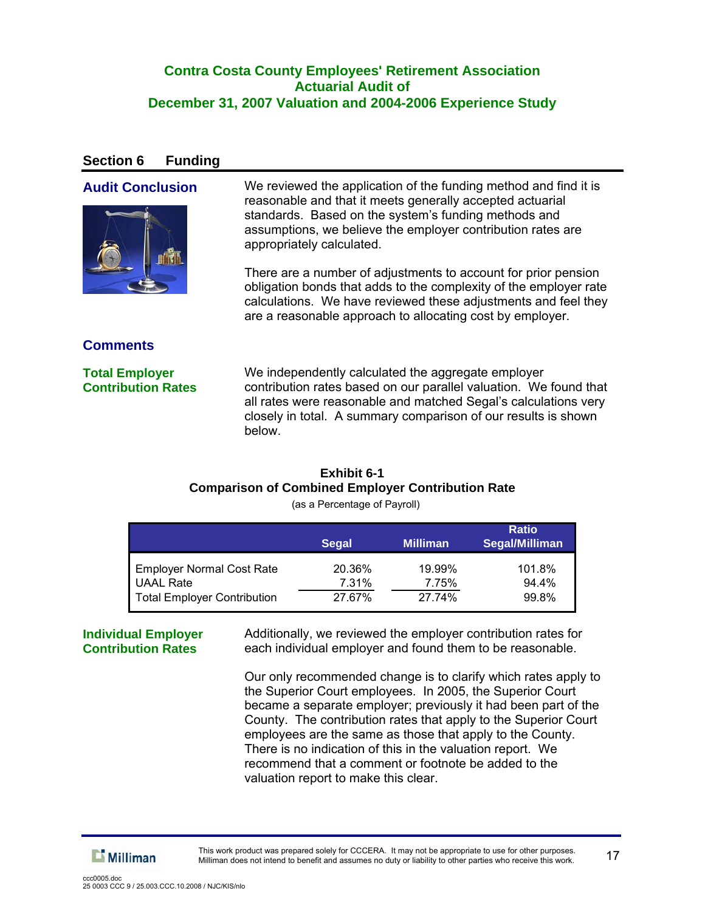# Contra Costa County Employees' Retirement Association
## Actuarial Audit of
## December 31, 2007 Valuation and 2004-2006 Experience Study

## Section 6 Funding

### Audit Conclusion

We reviewed the application of the funding method and find it is reasonable and that it meets generally accepted actuarial standards. Based on the system's funding methods and assumptions, we believe the employer contribution rates are appropriately calculated.

There are a number of adjustments to account for prior pension obligation bonds that adds to the complexity of the employer rate calculations. We have reviewed these adjustments and feel they are a reasonable approach to allocating cost by employer.

### Comments

**Total Employer Contribution Rates**

We independently calculated the aggregate employer contribution rates based on our parallel valuation. We found that all rates were reasonable and matched Segal's calculations very closely in total. A summary comparison of our results is shown below.

**Exhibit 6-1**
**Comparison of Combined Employer Contribution Rate**
(as a Percentage of Payroll)

| | Segal | Milliman | Ratio Segal/Milliman |
|---|---|---|---|
| Employer Normal Cost Rate | 20.36% | 19.99% | 101.8% |
| UAAL Rate | 7.31% | 7.75% | 94.4% |
| Total Employer Contribution | 27.67% | 27.74% | 99.8% |

**Individual Employer Contribution Rates**

Additionally, we reviewed the employer contribution rates for each individual employer and found them to be reasonable.

Our only recommended change is to clarify which rates apply to the Superior Court employees. In 2005, the Superior Court became a separate employer; previously it had been part of the County. The contribution rates that apply to the Superior Court employees are the same as those that apply to the County. There is no indication of this in the valuation report. We recommend that a comment or footnote be added to the valuation report to make this clear.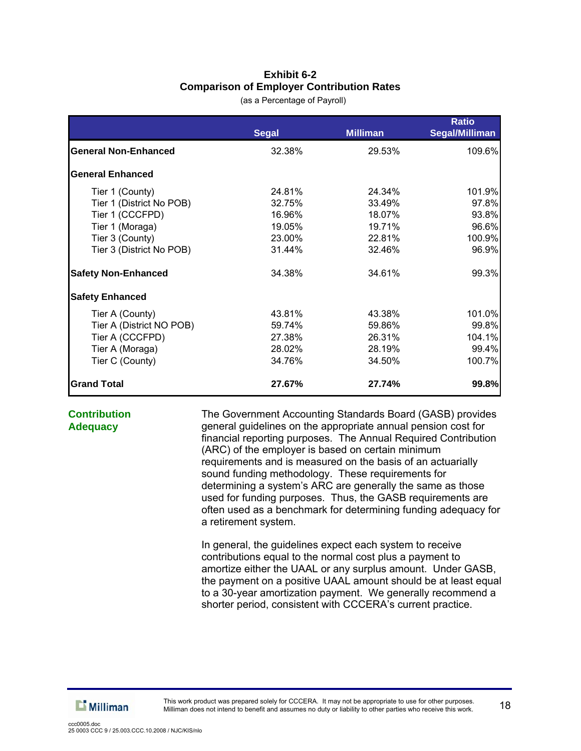**Exhibit 6-2**
**Comparison of Employer Contribution Rates**
(as a Percentage of Payroll)

| | Segal | Milliman | Ratio Segal/Milliman |
|---|---|---|---|
| **General Non-Enhanced** | 32.38% | 29.53% | 109.6% |
| **General Enhanced** | | | |
| Tier 1 (County) | 24.81% | 24.34% | 101.9% |
| Tier 1 (District No POB) | 32.75% | 33.49% | 97.8% |
| Tier 1 (CCCFPD) | 16.96% | 18.07% | 93.8% |
| Tier 1 (Moraga) | 19.05% | 19.71% | 96.6% |
| Tier 3 (County) | 23.00% | 22.81% | 100.9% |
| Tier 3 (District No POB) | 31.44% | 32.46% | 96.9% |
| **Safety Non-Enhanced** | 34.38% | 34.61% | 99.3% |
| **Safety Enhanced** | | | |
| Tier A (County) | 43.81% | 43.38% | 101.0% |
| Tier A (District NO POB) | 59.74% | 59.86% | 99.8% |
| Tier A (CCCFPD) | 27.38% | 26.31% | 104.1% |
| Tier A (Moraga) | 28.02% | 28.19% | 99.4% |
| Tier C (County) | 34.76% | 34.50% | 100.7% |
| **Grand Total** | **27.67%** | **27.74%** | **99.8%** |

## Contribution Adequacy

The Government Accounting Standards Board (GASB) provides general guidelines on the appropriate annual pension cost for financial reporting purposes. The Annual Required Contribution (ARC) of the employer is based on certain minimum requirements and is measured on the basis of an actuarially sound funding methodology. These requirements for determining a system's ARC are generally the same as those used for funding purposes. Thus, the GASB requirements are often used as a benchmark for determining funding adequacy for a retirement system.

In general, the guidelines expect each system to receive contributions equal to the normal cost plus a payment to amortize either the UAAL or any surplus amount. Under GASB, the payment on a positive UAAL amount should be at least equal to a 30-year amortization payment. We generally recommend a shorter period, consistent with CCCERA's current practice.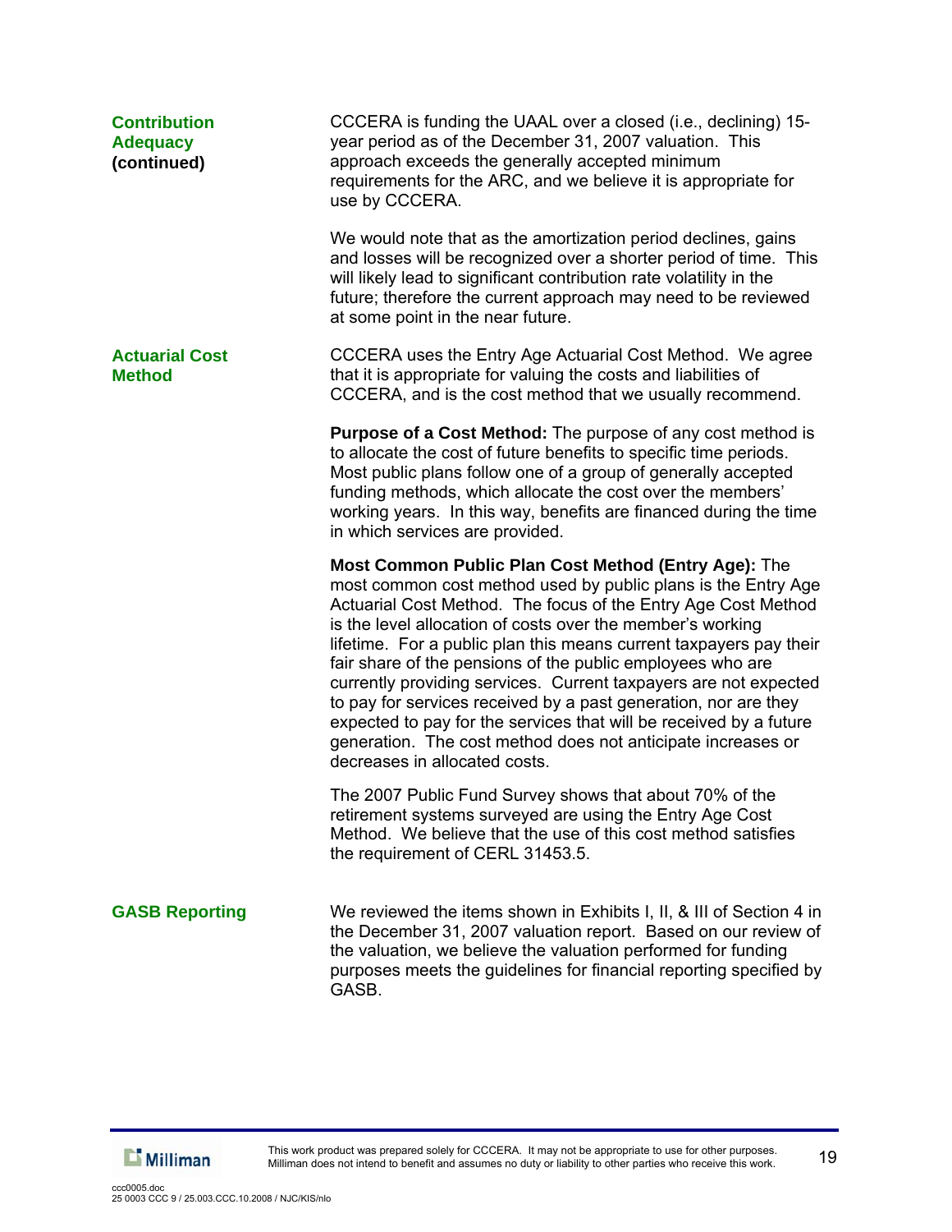### Contribution Adequacy (continued)

CCCERA is funding the UAAL over a closed (i.e., declining) 15-year period as of the December 31, 2007 valuation. This approach exceeds the generally accepted minimum requirements for the ARC, and we believe it is appropriate for use by CCCERA.

We would note that as the amortization period declines, gains and losses will be recognized over a shorter period of time. This will likely lead to significant contribution rate volatility in the future; therefore the current approach may need to be reviewed at some point in the near future.

### Actuarial Cost Method

CCCERA uses the Entry Age Actuarial Cost Method. We agree that it is appropriate for valuing the costs and liabilities of CCCERA, and is the cost method that we usually recommend.

**Purpose of a Cost Method:** The purpose of any cost method is to allocate the cost of future benefits to specific time periods. Most public plans follow one of a group of generally accepted funding methods, which allocate the cost over the members' working years. In this way, benefits are financed during the time in which services are provided.

**Most Common Public Plan Cost Method (Entry Age):** The most common cost method used by public plans is the Entry Age Actuarial Cost Method. The focus of the Entry Age Cost Method is the level allocation of costs over the member's working lifetime. For a public plan this means current taxpayers pay their fair share of the pensions of the public employees who are currently providing services. Current taxpayers are not expected to pay for services received by a past generation, nor are they expected to pay for the services that will be received by a future generation. The cost method does not anticipate increases or decreases in allocated costs.

The 2007 Public Fund Survey shows that about 70% of the retirement systems surveyed are using the Entry Age Cost Method. We believe that the use of this cost method satisfies the requirement of CERL 31453.5.

### GASB Reporting

We reviewed the items shown in Exhibits I, II, & III of Section 4 in the December 31, 2007 valuation report. Based on our review of the valuation, we believe the valuation performed for funding purposes meets the guidelines for financial reporting specified by GASB.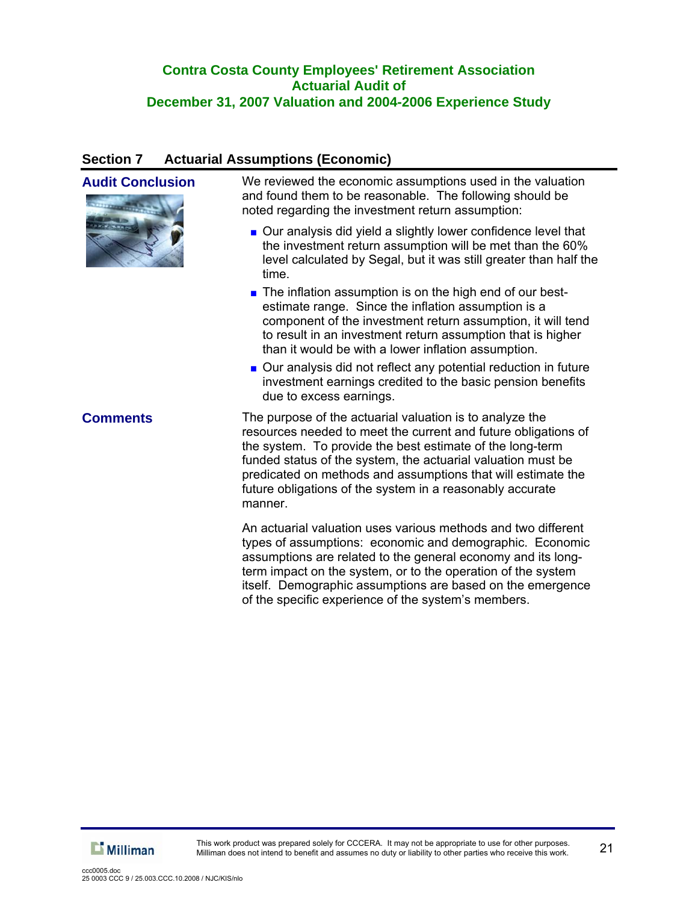## Section 7 Actuarial Assumptions (Economic)

### Audit Conclusion

We reviewed the economic assumptions used in the valuation and found them to be reasonable. The following should be noted regarding the investment return assumption:

- Our analysis did yield a slightly lower confidence level that the investment return assumption will be met than the 60% level calculated by Segal, but it was still greater than half the time.
- The inflation assumption is on the high end of our best-estimate range. Since the inflation assumption is a component of the investment return assumption, it will tend to result in an investment return assumption that is higher than it would be with a lower inflation assumption.
- Our analysis did not reflect any potential reduction in future investment earnings credited to the basic pension benefits due to excess earnings.

### Comments

The purpose of the actuarial valuation is to analyze the resources needed to meet the current and future obligations of the system. To provide the best estimate of the long-term funded status of the system, the actuarial valuation must be predicated on methods and assumptions that will estimate the future obligations of the system in a reasonably accurate manner.

An actuarial valuation uses various methods and two different types of assumptions: economic and demographic. Economic assumptions are related to the general economy and its long-term impact on the system, or to the operation of the system itself. Demographic assumptions are based on the emergence of the specific experience of the system's members.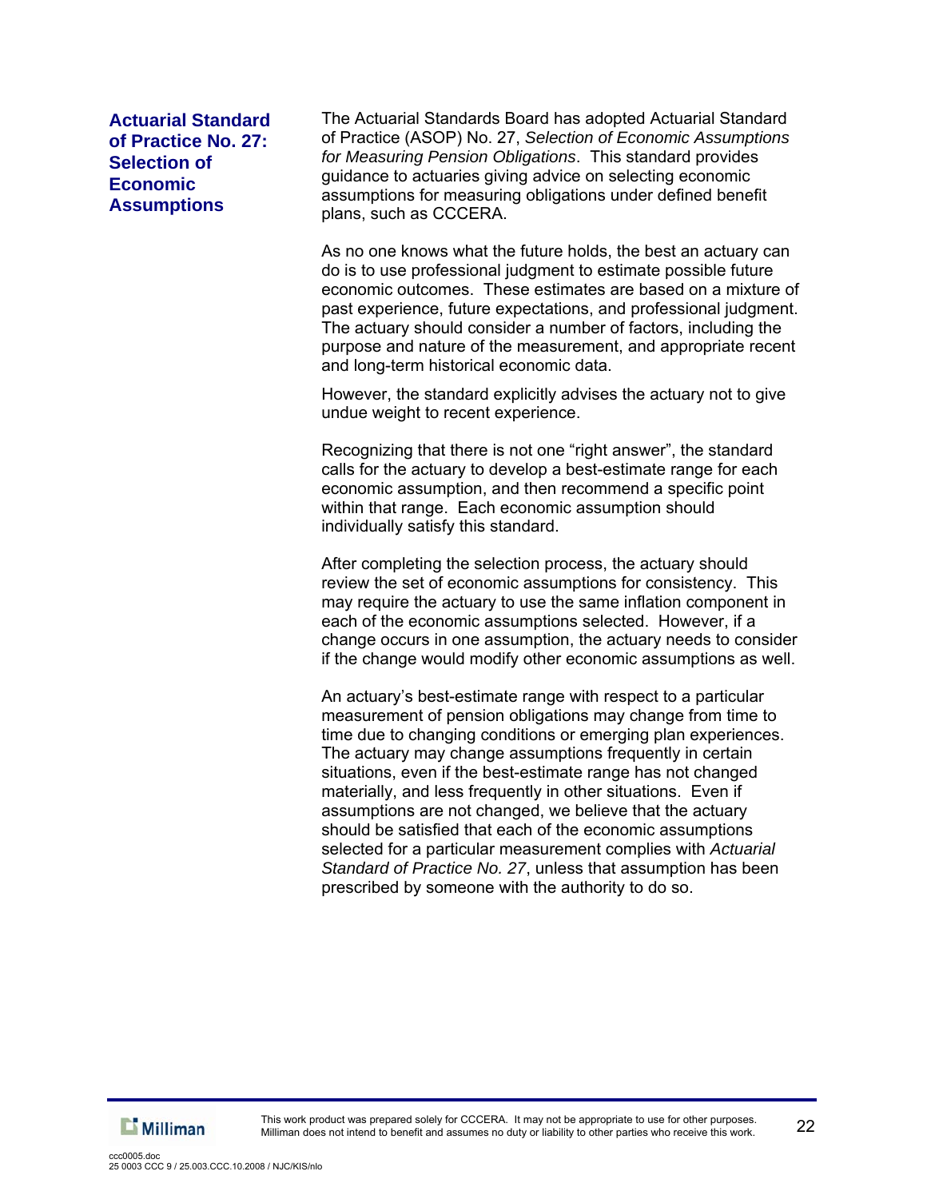## Actuarial Standard of Practice No. 27: Selection of Economic Assumptions

The Actuarial Standards Board has adopted Actuarial Standard of Practice (ASOP) No. 27, *Selection of Economic Assumptions for Measuring Pension Obligations*. This standard provides guidance to actuaries giving advice on selecting economic assumptions for measuring obligations under defined benefit plans, such as CCCERA.

As no one knows what the future holds, the best an actuary can do is to use professional judgment to estimate possible future economic outcomes. These estimates are based on a mixture of past experience, future expectations, and professional judgment. The actuary should consider a number of factors, including the purpose and nature of the measurement, and appropriate recent and long-term historical economic data.

However, the standard explicitly advises the actuary not to give undue weight to recent experience.

Recognizing that there is not one "right answer", the standard calls for the actuary to develop a best-estimate range for each economic assumption, and then recommend a specific point within that range. Each economic assumption should individually satisfy this standard.

After completing the selection process, the actuary should review the set of economic assumptions for consistency. This may require the actuary to use the same inflation component in each of the economic assumptions selected. However, if a change occurs in one assumption, the actuary needs to consider if the change would modify other economic assumptions as well.

An actuary's best-estimate range with respect to a particular measurement of pension obligations may change from time to time due to changing conditions or emerging plan experiences. The actuary may change assumptions frequently in certain situations, even if the best-estimate range has not changed materially, and less frequently in other situations. Even if assumptions are not changed, we believe that the actuary should be satisfied that each of the economic assumptions selected for a particular measurement complies with *Actuarial Standard of Practice No. 27*, unless that assumption has been prescribed by someone with the authority to do so.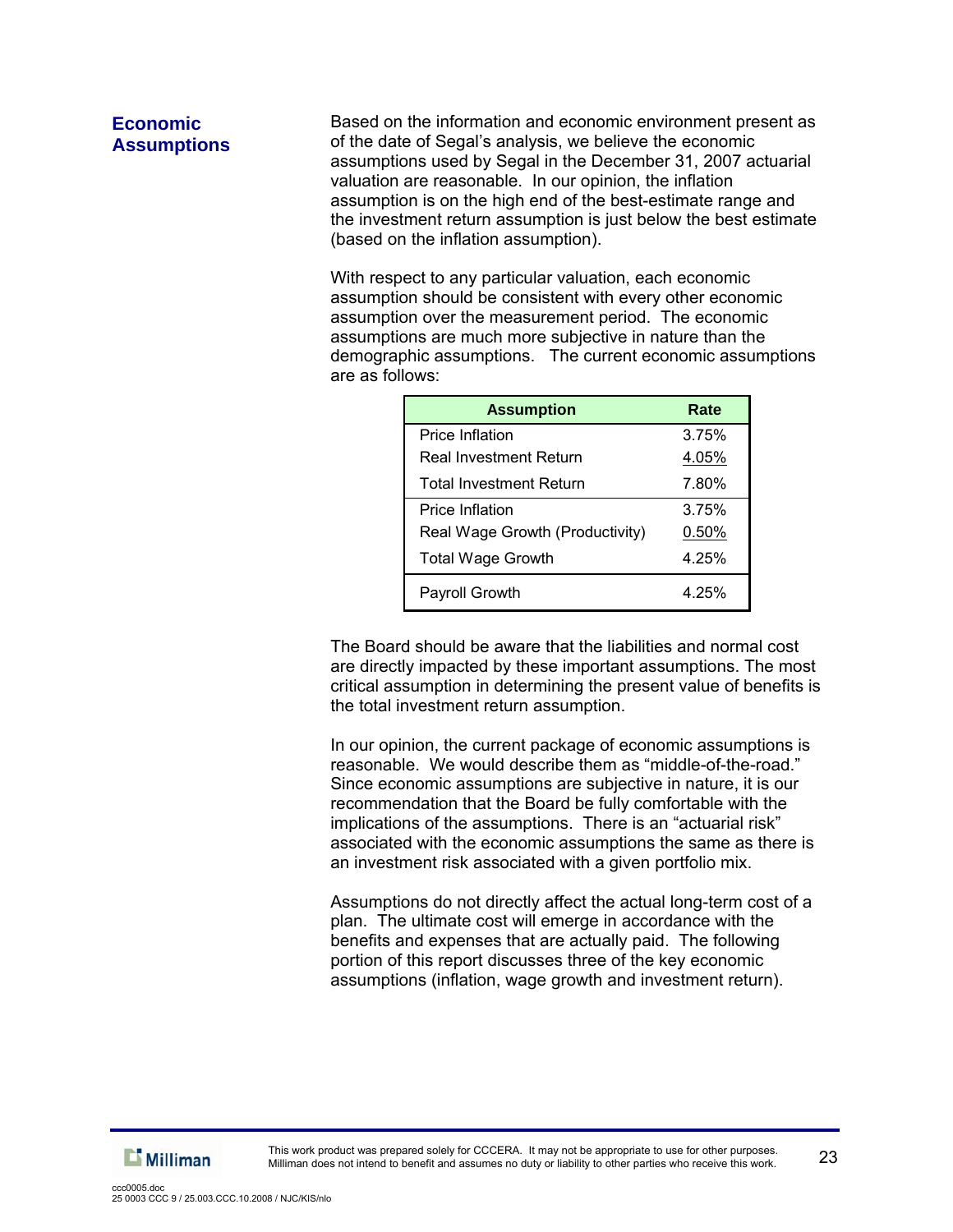## Economic Assumptions

Based on the information and economic environment present as of the date of Segal's analysis, we believe the economic assumptions used by Segal in the December 31, 2007 actuarial valuation are reasonable. In our opinion, the inflation assumption is on the high end of the best-estimate range and the investment return assumption is just below the best estimate (based on the inflation assumption).

With respect to any particular valuation, each economic assumption should be consistent with every other economic assumption over the measurement period. The economic assumptions are much more subjective in nature than the demographic assumptions. The current economic assumptions are as follows:

| Assumption | Rate |
|---|---|
| Price Inflation | 3.75% |
| Real Investment Return | 4.05% |
| Total Investment Return | 7.80% |
| Price Inflation | 3.75% |
| Real Wage Growth (Productivity) | 0.50% |
| Total Wage Growth | 4.25% |
| Payroll Growth | 4.25% |

The Board should be aware that the liabilities and normal cost are directly impacted by these important assumptions. The most critical assumption in determining the present value of benefits is the total investment return assumption.

In our opinion, the current package of economic assumptions is reasonable. We would describe them as "middle-of-the-road." Since economic assumptions are subjective in nature, it is our recommendation that the Board be fully comfortable with the implications of the assumptions. There is an "actuarial risk" associated with the economic assumptions the same as there is an investment risk associated with a given portfolio mix.

Assumptions do not directly affect the actual long-term cost of a plan. The ultimate cost will emerge in accordance with the benefits and expenses that are actually paid. The following portion of this report discusses three of the key economic assumptions (inflation, wage growth and investment return).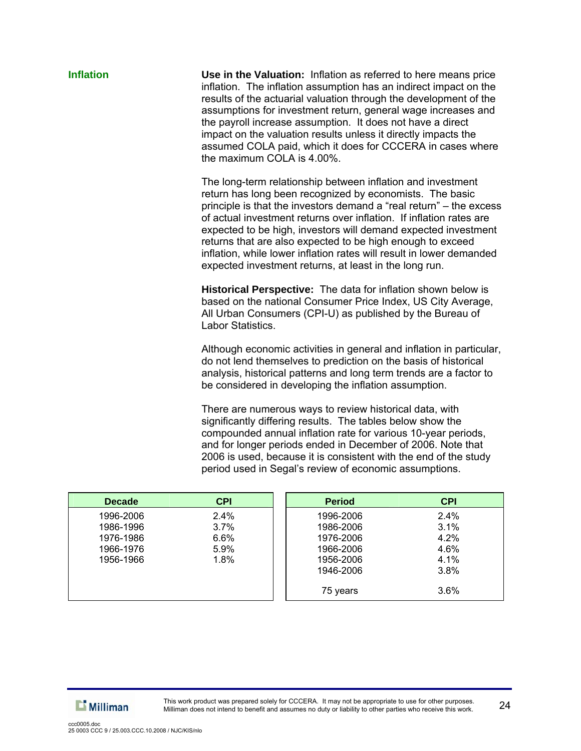## Inflation

**Use in the Valuation:** Inflation as referred to here means price inflation. The inflation assumption has an indirect impact on the results of the actuarial valuation through the development of the assumptions for investment return, general wage increases and the payroll increase assumption. It does not have a direct impact on the valuation results unless it directly impacts the assumed COLA paid, which it does for CCCERA in cases where the maximum COLA is 4.00%.

The long-term relationship between inflation and investment return has long been recognized by economists. The basic principle is that the investors demand a "real return" – the excess of actual investment returns over inflation. If inflation rates are expected to be high, investors will demand expected investment returns that are also expected to be high enough to exceed inflation, while lower inflation rates will result in lower demanded expected investment returns, at least in the long run.

**Historical Perspective:** The data for inflation shown below is based on the national Consumer Price Index, US City Average, All Urban Consumers (CPI-U) as published by the Bureau of Labor Statistics.

Although economic activities in general and inflation in particular, do not lend themselves to prediction on the basis of historical analysis, historical patterns and long term trends are a factor to be considered in developing the inflation assumption.

There are numerous ways to review historical data, with significantly differing results. The tables below show the compounded annual inflation rate for various 10-year periods, and for longer periods ended in December of 2006. Note that 2006 is used, because it is consistent with the end of the study period used in Segal's review of economic assumptions.

| Decade | CPI |
|---|---|
| 1996-2006 | 2.4% |
| 1986-1996 | 3.7% |
| 1976-1986 | 6.6% |
| 1966-1976 | 5.9% |
| 1956-1966 | 1.8% |

| Period | CPI |
|---|---|
| 1996-2006 | 2.4% |
| 1986-2006 | 3.1% |
| 1976-2006 | 4.2% |
| 1966-2006 | 4.6% |
| 1956-2006 | 4.1% |
| 1946-2006 | 3.8% |
| 75 years | 3.6% |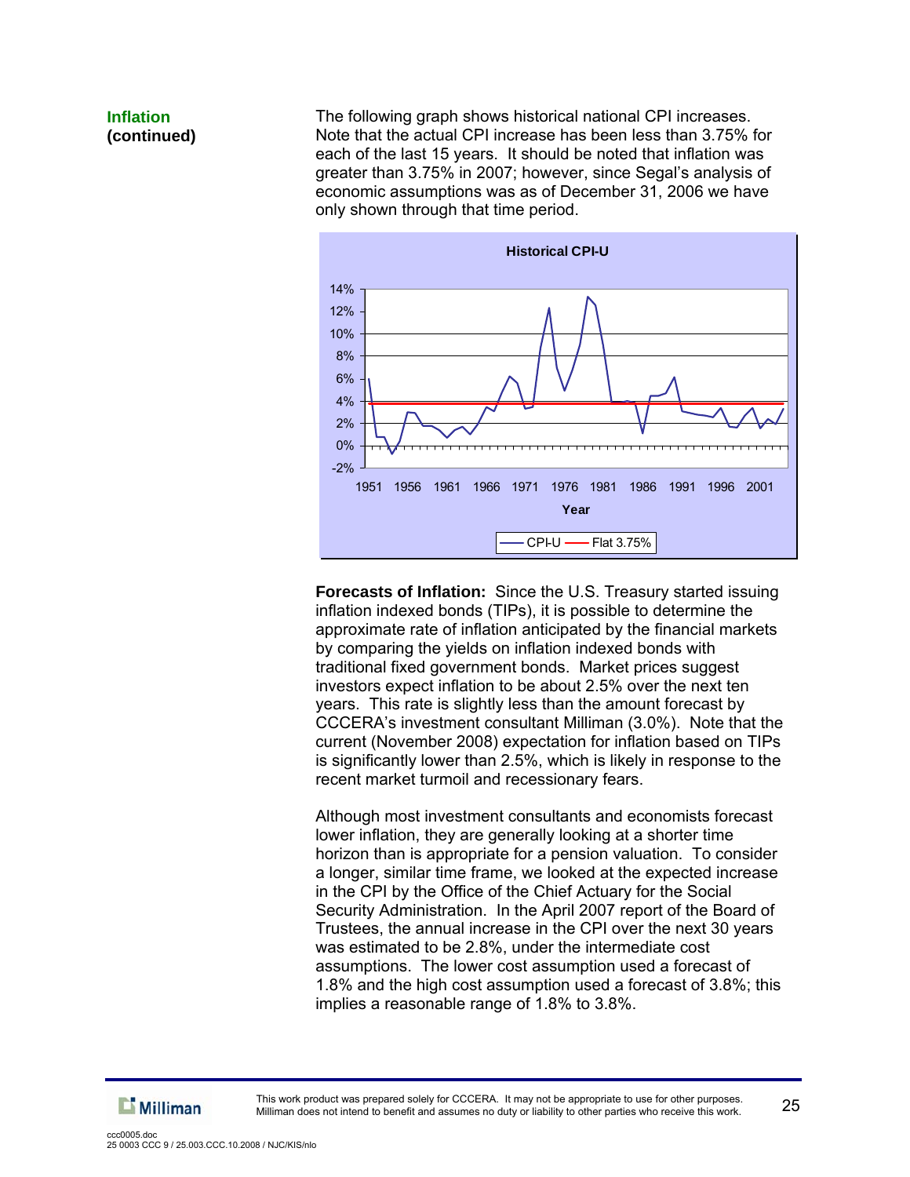**Inflation (continued)**

The following graph shows historical national CPI increases. Note that the actual CPI increase has been less than 3.75% for each of the last 15 years. It should be noted that inflation was greater than 3.75% in 2007; however, since Segal's analysis of economic assumptions was as of December 31, 2006 we have only shown through that time period.

**Historical CPI-U**

(Chart: y-axis -2% to 14%; x-axis Year 1951, 1956, 1961, 1966, 1971, 1976, 1981, 1986, 1991, 1996, 2001; legend: CPI-U, Flat 3.75%)

**Forecasts of Inflation:** Since the U.S. Treasury started issuing inflation indexed bonds (TIPs), it is possible to determine the approximate rate of inflation anticipated by the financial markets by comparing the yields on inflation indexed bonds with traditional fixed government bonds. Market prices suggest investors expect inflation to be about 2.5% over the next ten years. This rate is slightly less than the amount forecast by CCCERA's investment consultant Milliman (3.0%). Note that the current (November 2008) expectation for inflation based on TIPs is significantly lower than 2.5%, which is likely in response to the recent market turmoil and recessionary fears.

Although most investment consultants and economists forecast lower inflation, they are generally looking at a shorter time horizon than is appropriate for a pension valuation. To consider a longer, similar time frame, we looked at the expected increase in the CPI by the Office of the Chief Actuary for the Social Security Administration. In the April 2007 report of the Board of Trustees, the annual increase in the CPI over the next 30 years was estimated to be 2.8%, under the intermediate cost assumptions. The lower cost assumption used a forecast of 1.8% and the high cost assumption used a forecast of 3.8%; this implies a reasonable range of 1.8% to 3.8%.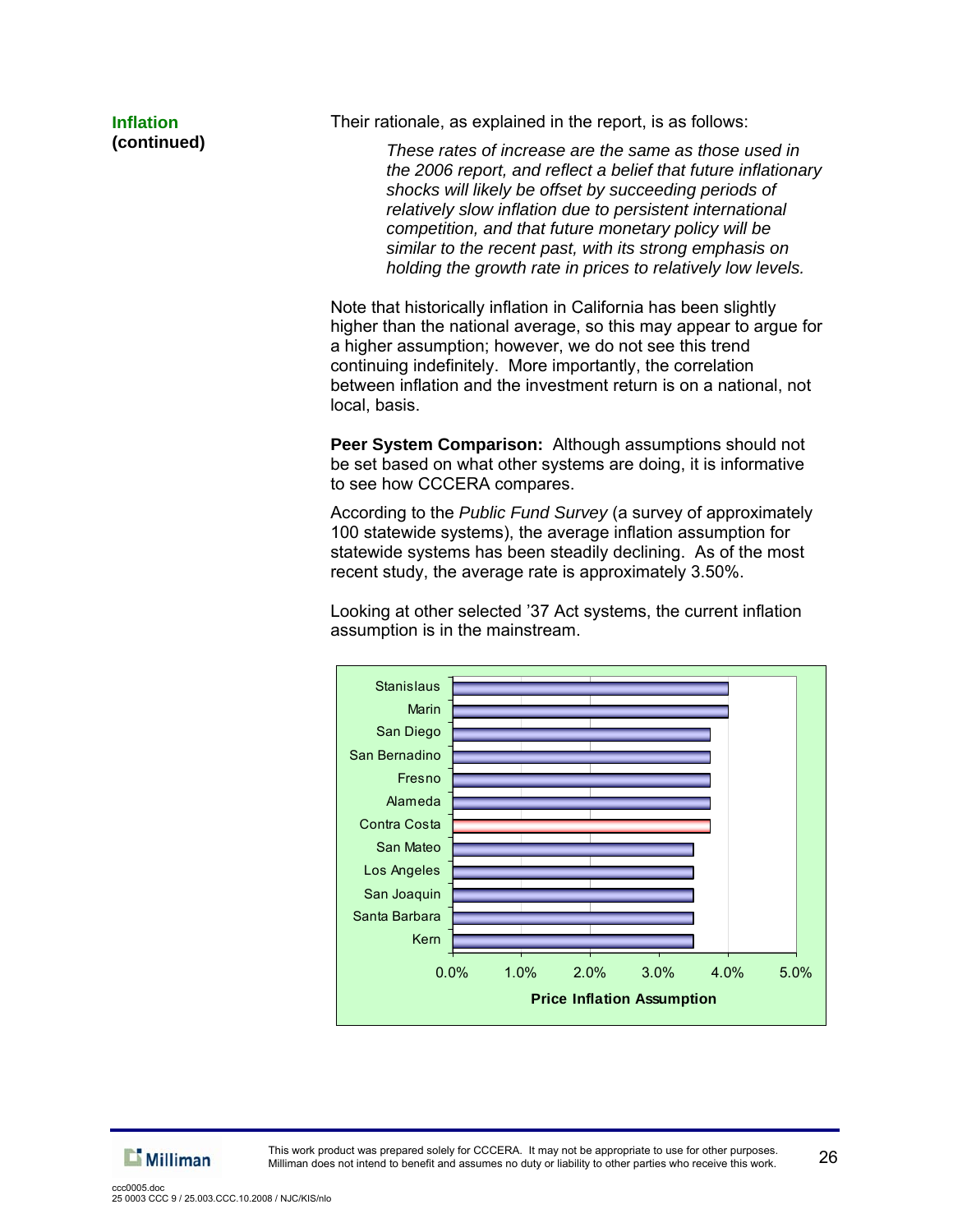**Inflation (continued)**

Their rationale, as explained in the report, is as follows:

> *These rates of increase are the same as those used in the 2006 report, and reflect a belief that future inflationary shocks will likely be offset by succeeding periods of relatively slow inflation due to persistent international competition, and that future monetary policy will be similar to the recent past, with its strong emphasis on holding the growth rate in prices to relatively low levels.*

Note that historically inflation in California has been slightly higher than the national average, so this may appear to argue for a higher assumption; however, we do not see this trend continuing indefinitely. More importantly, the correlation between inflation and the investment return is on a national, not local, basis.

**Peer System Comparison:** Although assumptions should not be set based on what other systems are doing, it is informative to see how CCCERA compares.

According to the *Public Fund Survey* (a survey of approximately 100 statewide systems), the average inflation assumption for statewide systems has been steadily declining. As of the most recent study, the average rate is approximately 3.50%.

Looking at other selected '37 Act systems, the current inflation assumption is in the mainstream.

| System | Price Inflation Assumption |
|---|---|
| Stanislaus | 4.00% |
| Marin | 4.00% |
| San Diego | 3.75% |
| San Bernadino | 3.75% |
| Fresno | 3.75% |
| Alameda | 3.75% |
| Contra Costa | 3.75% |
| San Mateo | 3.50% |
| Los Angeles | 3.50% |
| San Joaquin | 3.50% |
| Santa Barbara | 3.50% |
| Kern | 3.50% |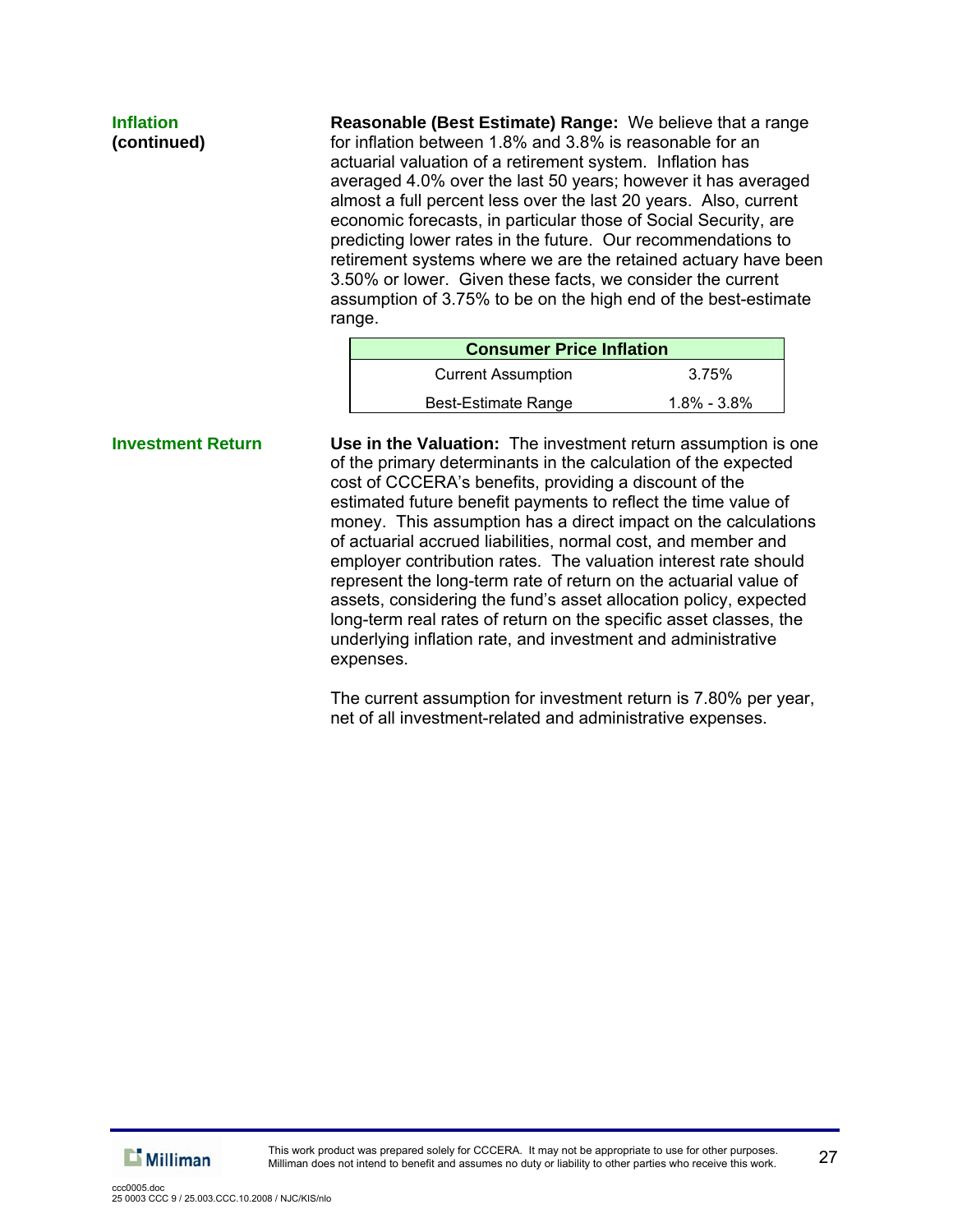## Inflation (continued)

**Reasonable (Best Estimate) Range:** We believe that a range for inflation between 1.8% and 3.8% is reasonable for an actuarial valuation of a retirement system. Inflation has averaged 4.0% over the last 50 years; however it has averaged almost a full percent less over the last 20 years. Also, current economic forecasts, in particular those of Social Security, are predicting lower rates in the future. Our recommendations to retirement systems where we are the retained actuary have been 3.50% or lower. Given these facts, we consider the current assumption of 3.75% to be on the high end of the best-estimate range.

| Consumer Price Inflation | |
|---|---|
| Current Assumption | 3.75% |
| Best-Estimate Range | 1.8% - 3.8% |

## Investment Return

**Use in the Valuation:** The investment return assumption is one of the primary determinants in the calculation of the expected cost of CCCERA's benefits, providing a discount of the estimated future benefit payments to reflect the time value of money. This assumption has a direct impact on the calculations of actuarial accrued liabilities, normal cost, and member and employer contribution rates. The valuation interest rate should represent the long-term rate of return on the actuarial value of assets, considering the fund's asset allocation policy, expected long-term real rates of return on the specific asset classes, the underlying inflation rate, and investment and administrative expenses.

The current assumption for investment return is 7.80% per year, net of all investment-related and administrative expenses.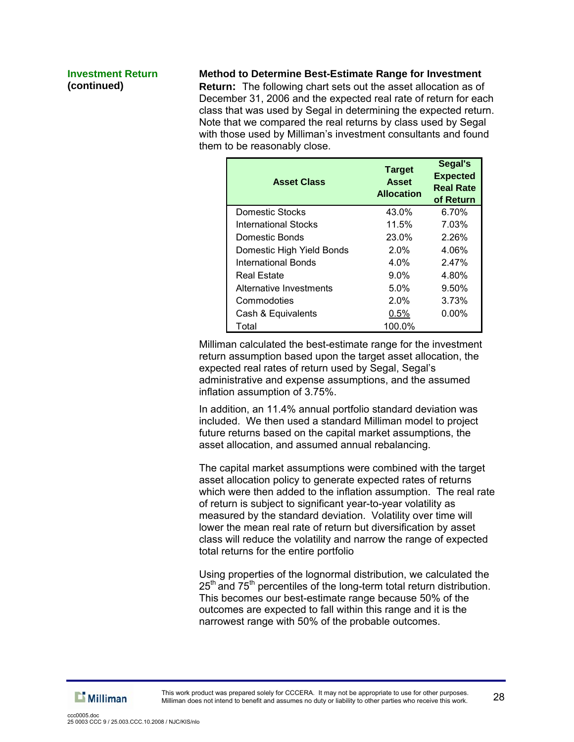**Investment Return (continued)**

**Method to Determine Best-Estimate Range for Investment Return:** The following chart sets out the asset allocation as of December 31, 2006 and the expected real rate of return for each class that was used by Segal in determining the expected return. Note that we compared the real returns by class used by Segal with those used by Milliman's investment consultants and found them to be reasonably close.

| Asset Class | Target Asset Allocation | Segal's Expected Real Rate of Return |
|---|---|---|
| Domestic Stocks | 43.0% | 6.70% |
| International Stocks | 11.5% | 7.03% |
| Domestic Bonds | 23.0% | 2.26% |
| Domestic High Yield Bonds | 2.0% | 4.06% |
| International Bonds | 4.0% | 2.47% |
| Real Estate | 9.0% | 4.80% |
| Alternative Investments | 5.0% | 9.50% |
| Commodoties | 2.0% | 3.73% |
| Cash & Equivalents | 0.5% | 0.00% |
| Total | 100.0% | |

Milliman calculated the best-estimate range for the investment return assumption based upon the target asset allocation, the expected real rates of return used by Segal, Segal's administrative and expense assumptions, and the assumed inflation assumption of 3.75%.

In addition, an 11.4% annual portfolio standard deviation was included. We then used a standard Milliman model to project future returns based on the capital market assumptions, the asset allocation, and assumed annual rebalancing.

The capital market assumptions were combined with the target asset allocation policy to generate expected rates of returns which were then added to the inflation assumption. The real rate of return is subject to significant year-to-year volatility as measured by the standard deviation. Volatility over time will lower the mean real rate of return but diversification by asset class will reduce the volatility and narrow the range of expected total returns for the entire portfolio

Using properties of the lognormal distribution, we calculated the 25th and 75th percentiles of the long-term total return distribution. This becomes our best-estimate range because 50% of the outcomes are expected to fall within this range and it is the narrowest range with 50% of the probable outcomes.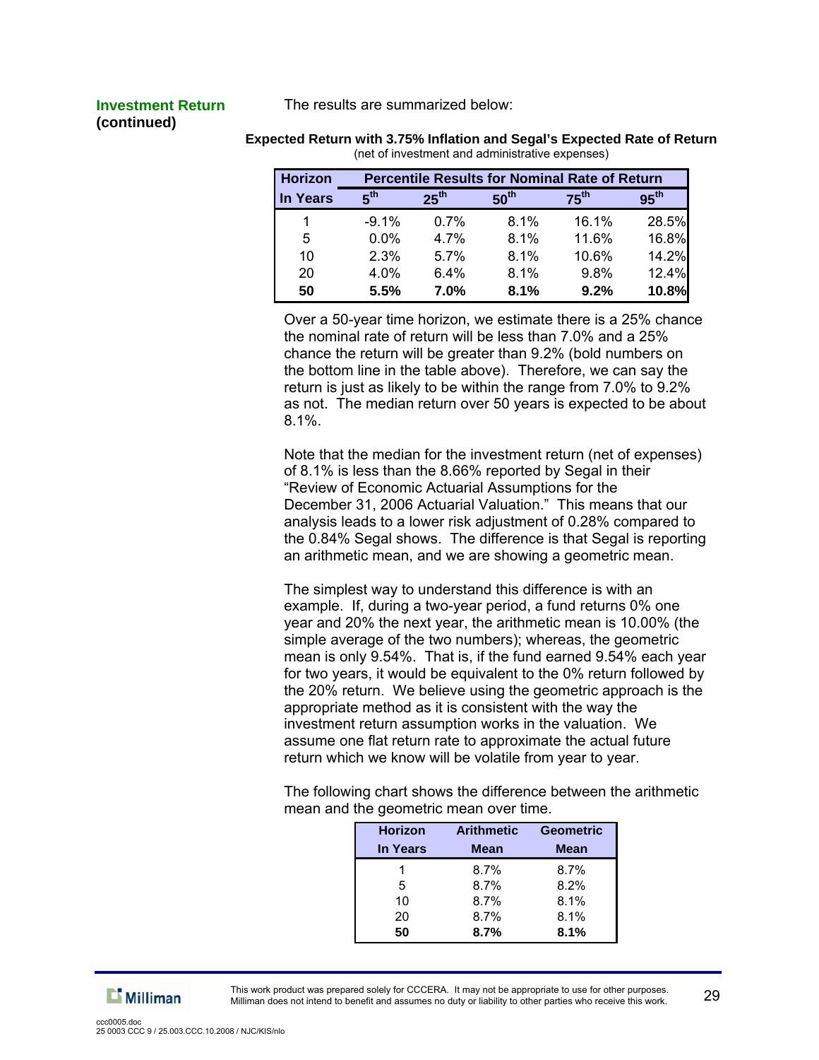**Investment Return (continued)**

The results are summarized below:

**Expected Return with 3.75% Inflation and Segal's Expected Rate of Return**
(net of investment and administrative expenses)

| Horizon | Percentile Results for Nominal Rate of Return | | | | |
|---|---|---|---|---|---|
| In Years | 5th | 25th | 50th | 75th | 95th |
| 1 | -9.1% | 0.7% | 8.1% | 16.1% | 28.5% |
| 5 | 0.0% | 4.7% | 8.1% | 11.6% | 16.8% |
| 10 | 2.3% | 5.7% | 8.1% | 10.6% | 14.2% |
| 20 | 4.0% | 6.4% | 8.1% | 9.8% | 12.4% |
| **50** | **5.5%** | **7.0%** | **8.1%** | **9.2%** | **10.8%** |

Over a 50-year time horizon, we estimate there is a 25% chance the nominal rate of return will be less than 7.0% and a 25% chance the return will be greater than 9.2% (bold numbers on the bottom line in the table above). Therefore, we can say the return is just as likely to be within the range from 7.0% to 9.2% as not. The median return over 50 years is expected to be about 8.1%.

Note that the median for the investment return (net of expenses) of 8.1% is less than the 8.66% reported by Segal in their "Review of Economic Actuarial Assumptions for the December 31, 2006 Actuarial Valuation." This means that our analysis leads to a lower risk adjustment of 0.28% compared to the 0.84% Segal shows. The difference is that Segal is reporting an arithmetic mean, and we are showing a geometric mean.

The simplest way to understand this difference is with an example. If, during a two-year period, a fund returns 0% one year and 20% the next year, the arithmetic mean is 10.00% (the simple average of the two numbers); whereas, the geometric mean is only 9.54%. That is, if the fund earned 9.54% each year for two years, it would be equivalent to the 0% return followed by the 20% return. We believe using the geometric approach is the appropriate method as it is consistent with the way the investment return assumption works in the valuation. We assume one flat return rate to approximate the actual future return which we know will be volatile from year to year.

The following chart shows the difference between the arithmetic mean and the geometric mean over time.

| Horizon In Years | Arithmetic Mean | Geometric Mean |
|---|---|---|
| 1 | 8.7% | 8.7% |
| 5 | 8.7% | 8.2% |
| 10 | 8.7% | 8.1% |
| 20 | 8.7% | 8.1% |
| **50** | **8.7%** | **8.1%** |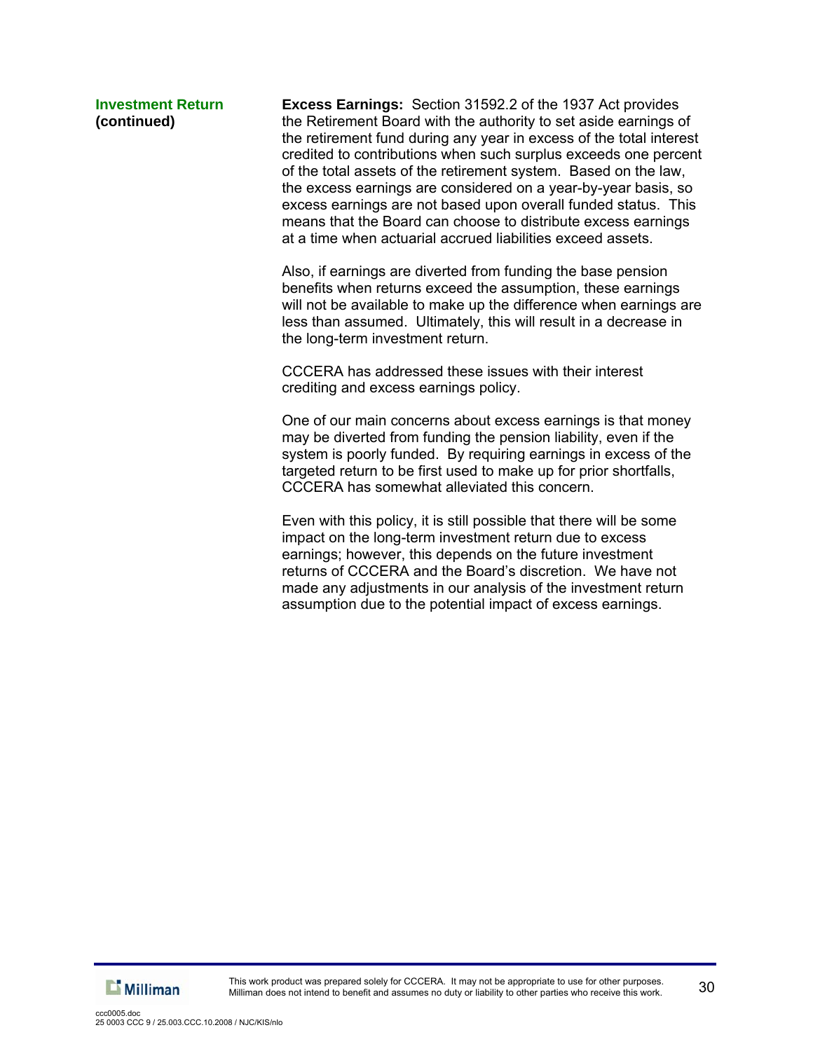**Investment Return (continued)**

**Excess Earnings:** Section 31592.2 of the 1937 Act provides the Retirement Board with the authority to set aside earnings of the retirement fund during any year in excess of the total interest credited to contributions when such surplus exceeds one percent of the total assets of the retirement system. Based on the law, the excess earnings are considered on a year-by-year basis, so excess earnings are not based upon overall funded status. This means that the Board can choose to distribute excess earnings at a time when actuarial accrued liabilities exceed assets.

Also, if earnings are diverted from funding the base pension benefits when returns exceed the assumption, these earnings will not be available to make up the difference when earnings are less than assumed. Ultimately, this will result in a decrease in the long-term investment return.

CCCERA has addressed these issues with their interest crediting and excess earnings policy.

One of our main concerns about excess earnings is that money may be diverted from funding the pension liability, even if the system is poorly funded. By requiring earnings in excess of the targeted return to be first used to make up for prior shortfalls, CCCERA has somewhat alleviated this concern.

Even with this policy, it is still possible that there will be some impact on the long-term investment return due to excess earnings; however, this depends on the future investment returns of CCCERA and the Board's discretion. We have not made any adjustments in our analysis of the investment return assumption due to the potential impact of excess earnings.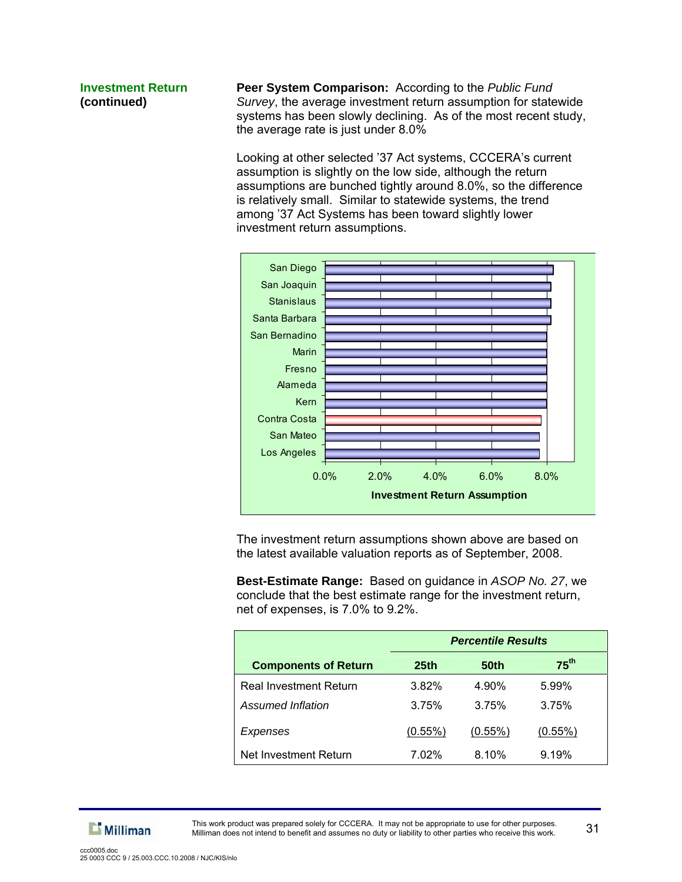**Investment Return (continued)**

**Peer System Comparison:** According to the *Public Fund Survey*, the average investment return assumption for statewide systems has been slowly declining. As of the most recent study, the average rate is just under 8.0%

Looking at other selected '37 Act systems, CCCERA's current assumption is slightly on the low side, although the return assumptions are bunched tightly around 8.0%, so the difference is relatively small. Similar to statewide systems, the trend among '37 Act Systems has been toward slightly lower investment return assumptions.

San Diego
San Joaquin
Stanislaus
Santa Barbara
San Bernadino
Marin
Fresno
Alameda
Kern
Contra Costa
San Mateo
Los Angeles

0.0% 2.0% 4.0% 6.0% 8.0%

Investment Return Assumption

The investment return assumptions shown above are based on the latest available valuation reports as of September, 2008.

**Best-Estimate Range:** Based on guidance in *ASOP No. 27*, we conclude that the best estimate range for the investment return, net of expenses, is 7.0% to 9.2%.

| | *Percentile Results* | | |
|---|---|---|---|
| **Components of Return** | **25th** | **50th** | **75th** |
| Real Investment Return | 3.82% | 4.90% | 5.99% |
| *Assumed Inflation* | 3.75% | 3.75% | 3.75% |
| *Expenses* | (0.55%) | (0.55%) | (0.55%) |
| Net Investment Return | 7.02% | 8.10% | 9.19% |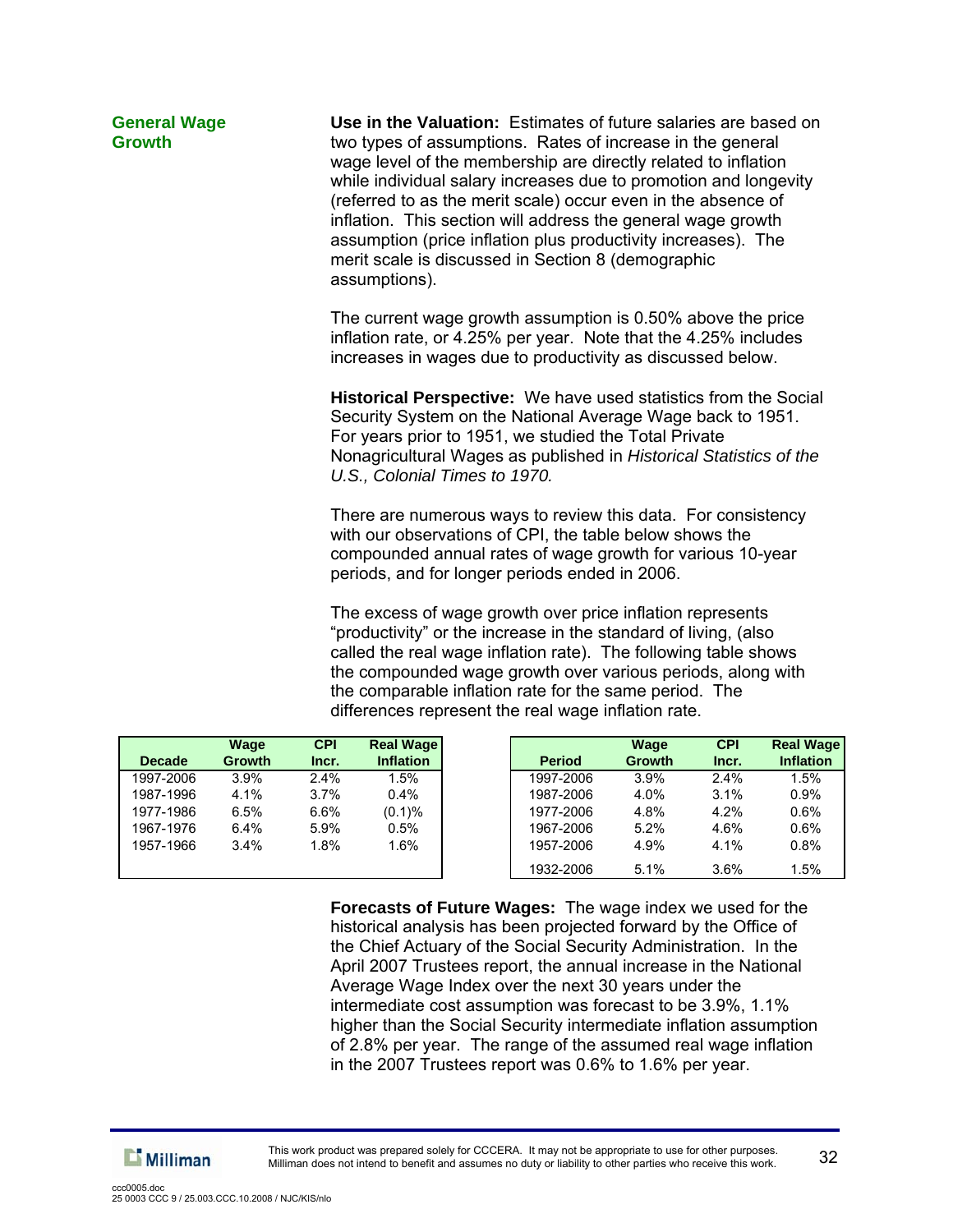## General Wage Growth

**Use in the Valuation:** Estimates of future salaries are based on two types of assumptions. Rates of increase in the general wage level of the membership are directly related to inflation while individual salary increases due to promotion and longevity (referred to as the merit scale) occur even in the absence of inflation. This section will address the general wage growth assumption (price inflation plus productivity increases). The merit scale is discussed in Section 8 (demographic assumptions).

The current wage growth assumption is 0.50% above the price inflation rate, or 4.25% per year. Note that the 4.25% includes increases in wages due to productivity as discussed below.

**Historical Perspective:** We have used statistics from the Social Security System on the National Average Wage back to 1951. For years prior to 1951, we studied the Total Private Nonagricultural Wages as published in *Historical Statistics of the U.S., Colonial Times to 1970.*

There are numerous ways to review this data. For consistency with our observations of CPI, the table below shows the compounded annual rates of wage growth for various 10-year periods, and for longer periods ended in 2006.

The excess of wage growth over price inflation represents "productivity" or the increase in the standard of living, (also called the real wage inflation rate). The following table shows the compounded wage growth over various periods, along with the comparable inflation rate for the same period. The differences represent the real wage inflation rate.

| Decade | Wage Growth | CPI Incr. | Real Wage Inflation |
|---|---|---|---|
| 1997-2006 | 3.9% | 2.4% | 1.5% |
| 1987-1996 | 4.1% | 3.7% | 0.4% |
| 1977-1986 | 6.5% | 6.6% | (0.1)% |
| 1967-1976 | 6.4% | 5.9% | 0.5% |
| 1957-1966 | 3.4% | 1.8% | 1.6% |

| Period | Wage Growth | CPI Incr. | Real Wage Inflation |
|---|---|---|---|
| 1997-2006 | 3.9% | 2.4% | 1.5% |
| 1987-2006 | 4.0% | 3.1% | 0.9% |
| 1977-2006 | 4.8% | 4.2% | 0.6% |
| 1967-2006 | 5.2% | 4.6% | 0.6% |
| 1957-2006 | 4.9% | 4.1% | 0.8% |
| 1932-2006 | 5.1% | 3.6% | 1.5% |

**Forecasts of Future Wages:** The wage index we used for the historical analysis has been projected forward by the Office of the Chief Actuary of the Social Security Administration. In the April 2007 Trustees report, the annual increase in the National Average Wage Index over the next 30 years under the intermediate cost assumption was forecast to be 3.9%, 1.1% higher than the Social Security intermediate inflation assumption of 2.8% per year. The range of the assumed real wage inflation in the 2007 Trustees report was 0.6% to 1.6% per year.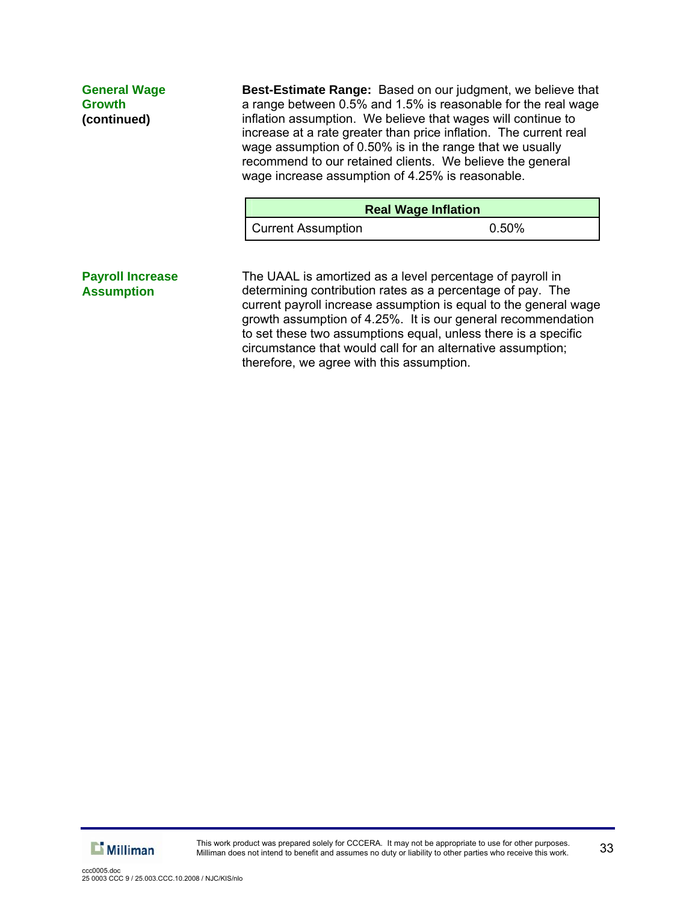### General Wage Growth (continued)

**Best-Estimate Range:** Based on our judgment, we believe that a range between 0.5% and 1.5% is reasonable for the real wage inflation assumption. We believe that wages will continue to increase at a rate greater than price inflation. The current real wage assumption of 0.50% is in the range that we usually recommend to our retained clients. We believe the general wage increase assumption of 4.25% is reasonable.

| Real Wage Inflation | |
|---|---|
| Current Assumption | 0.50% |

### Payroll Increase Assumption

The UAAL is amortized as a level percentage of payroll in determining contribution rates as a percentage of pay. The current payroll increase assumption is equal to the general wage growth assumption of 4.25%. It is our general recommendation to set these two assumptions equal, unless there is a specific circumstance that would call for an alternative assumption; therefore, we agree with this assumption.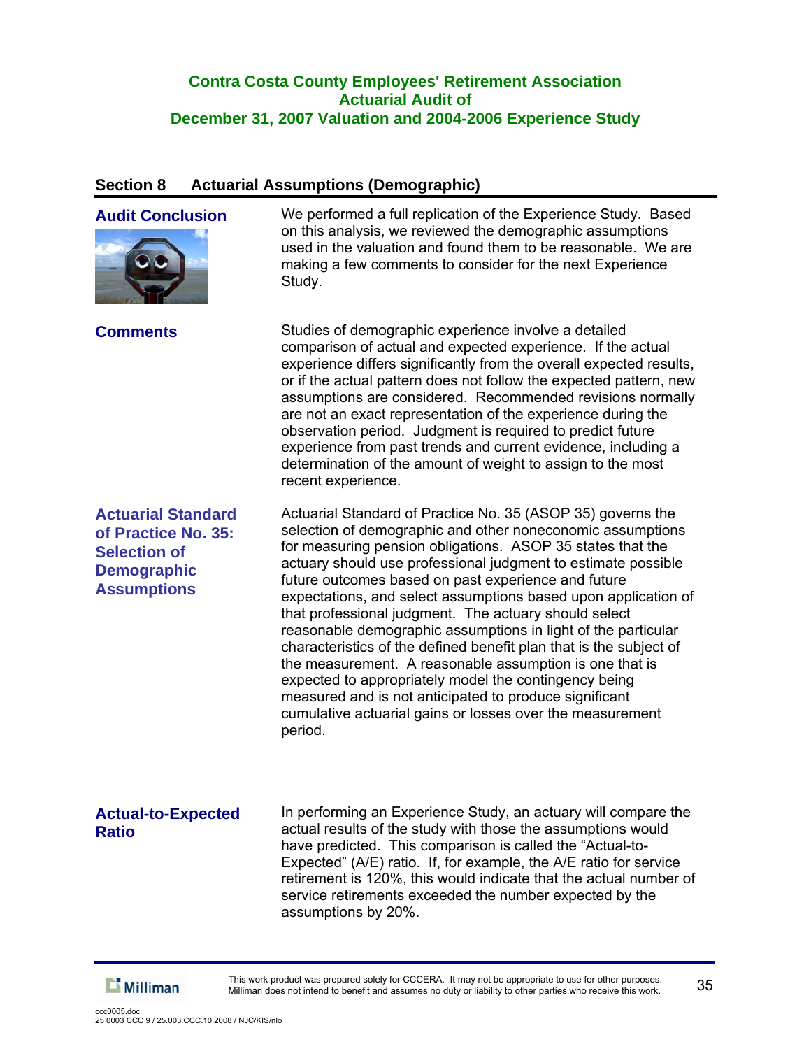# Contra Costa County Employees' Retirement Association
## Actuarial Audit of
## December 31, 2007 Valuation and 2004-2006 Experience Study

## Section 8 Actuarial Assumptions (Demographic)

### Audit Conclusion

We performed a full replication of the Experience Study. Based on this analysis, we reviewed the demographic assumptions used in the valuation and found them to be reasonable. We are making a few comments to consider for the next Experience Study.

### Comments

Studies of demographic experience involve a detailed comparison of actual and expected experience. If the actual experience differs significantly from the overall expected results, or if the actual pattern does not follow the expected pattern, new assumptions are considered. Recommended revisions normally are not an exact representation of the experience during the observation period. Judgment is required to predict future experience from past trends and current evidence, including a determination of the amount of weight to assign to the most recent experience.

### Actuarial Standard of Practice No. 35: Selection of Demographic Assumptions

Actuarial Standard of Practice No. 35 (ASOP 35) governs the selection of demographic and other noneconomic assumptions for measuring pension obligations. ASOP 35 states that the actuary should use professional judgment to estimate possible future outcomes based on past experience and future expectations, and select assumptions based upon application of that professional judgment. The actuary should select reasonable demographic assumptions in light of the particular characteristics of the defined benefit plan that is the subject of the measurement. A reasonable assumption is one that is expected to appropriately model the contingency being measured and is not anticipated to produce significant cumulative actuarial gains or losses over the measurement period.

### Actual-to-Expected Ratio

In performing an Experience Study, an actuary will compare the actual results of the study with those the assumptions would have predicted. This comparison is called the "Actual-to-Expected" (A/E) ratio. If, for example, the A/E ratio for service retirement is 120%, this would indicate that the actual number of service retirements exceeded the number expected by the assumptions by 20%.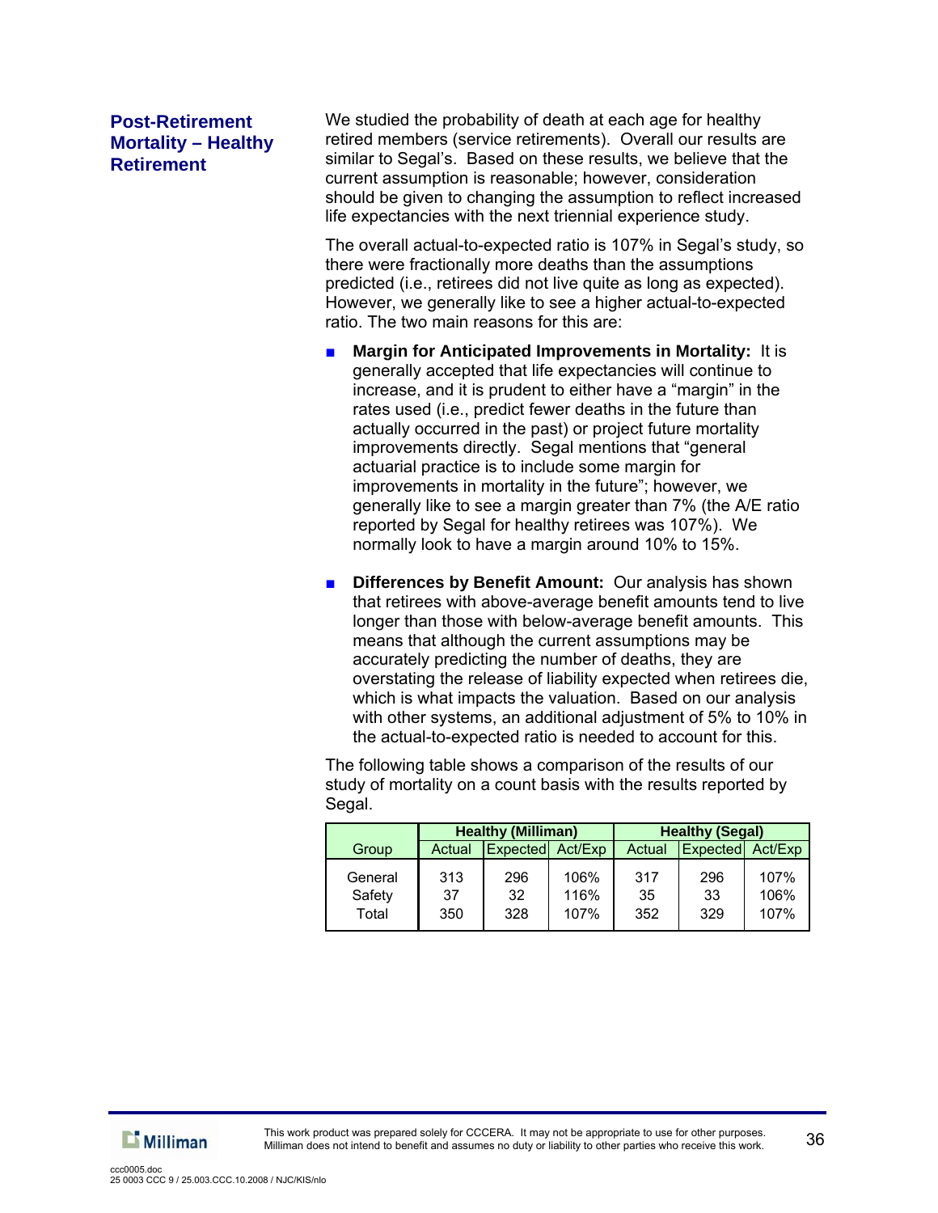## Post-Retirement Mortality – Healthy Retirement

We studied the probability of death at each age for healthy retired members (service retirements). Overall our results are similar to Segal's. Based on these results, we believe that the current assumption is reasonable; however, consideration should be given to changing the assumption to reflect increased life expectancies with the next triennial experience study.

The overall actual-to-expected ratio is 107% in Segal's study, so there were fractionally more deaths than the assumptions predicted (i.e., retirees did not live quite as long as expected). However, we generally like to see a higher actual-to-expected ratio. The two main reasons for this are:

- **Margin for Anticipated Improvements in Mortality:** It is generally accepted that life expectancies will continue to increase, and it is prudent to either have a "margin" in the rates used (i.e., predict fewer deaths in the future than actually occurred in the past) or project future mortality improvements directly. Segal mentions that "general actuarial practice is to include some margin for improvements in mortality in the future"; however, we generally like to see a margin greater than 7% (the A/E ratio reported by Segal for healthy retirees was 107%). We normally look to have a margin around 10% to 15%.

- **Differences by Benefit Amount:** Our analysis has shown that retirees with above-average benefit amounts tend to live longer than those with below-average benefit amounts. This means that although the current assumptions may be accurately predicting the number of deaths, they are overstating the release of liability expected when retirees die, which is what impacts the valuation. Based on our analysis with other systems, an additional adjustment of 5% to 10% in the actual-to-expected ratio is needed to account for this.

The following table shows a comparison of the results of our study of mortality on a count basis with the results reported by Segal.

| | Healthy (Milliman) | | | Healthy (Segal) | | |
|---|---|---|---|---|---|---|
| Group | Actual | Expected | Act/Exp | Actual | Expected | Act/Exp |
| General | 313 | 296 | 106% | 317 | 296 | 107% |
| Safety | 37 | 32 | 116% | 35 | 33 | 106% |
| Total | 350 | 328 | 107% | 352 | 329 | 107% |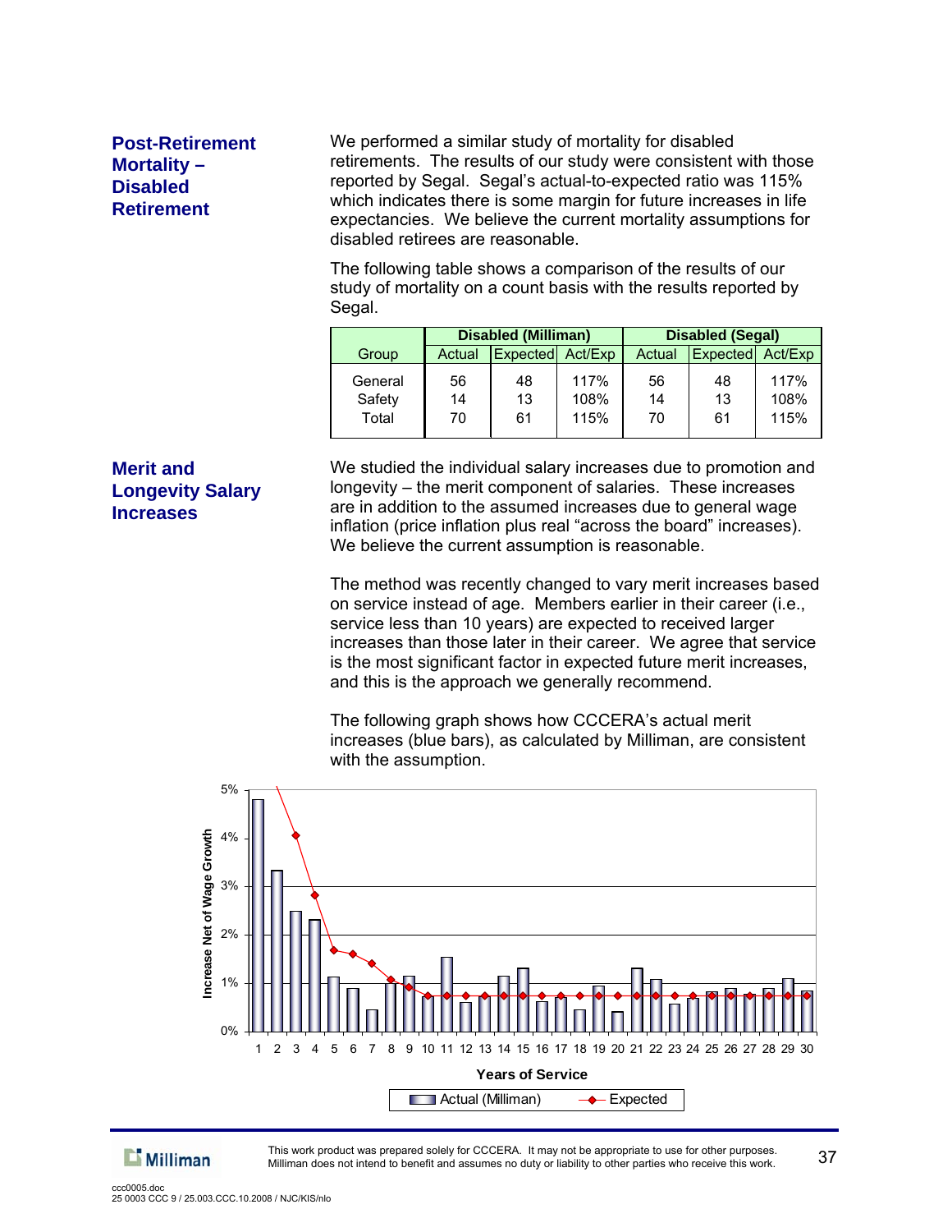## Post-Retirement Mortality – Disabled Retirement

We performed a similar study of mortality for disabled retirements. The results of our study were consistent with those reported by Segal. Segal's actual-to-expected ratio was 115% which indicates there is some margin for future increases in life expectancies. We believe the current mortality assumptions for disabled retirees are reasonable.

The following table shows a comparison of the results of our study of mortality on a count basis with the results reported by Segal.

| | Disabled (Milliman) | | | Disabled (Segal) | | |
|---|---|---|---|---|---|---|
| Group | Actual | Expected | Act/Exp | Actual | Expected | Act/Exp |
| General | 56 | 48 | 117% | 56 | 48 | 117% |
| Safety | 14 | 13 | 108% | 14 | 13 | 108% |
| Total | 70 | 61 | 115% | 70 | 61 | 115% |

## Merit and Longevity Salary Increases

We studied the individual salary increases due to promotion and longevity – the merit component of salaries. These increases are in addition to the assumed increases due to general wage inflation (price inflation plus real "across the board" increases). We believe the current assumption is reasonable.

The method was recently changed to vary merit increases based on service instead of age. Members earlier in their career (i.e., service less than 10 years) are expected to received larger increases than those later in their career. We agree that service is the most significant factor in expected future merit increases, and this is the approach we generally recommend.

The following graph shows how CCCERA's actual merit increases (blue bars), as calculated by Milliman, are consistent with the assumption.

Increase Net of Wage Growth

Years of Service

Actual (Milliman) — Expected

This work product was prepared solely for CCCERA. It may not be appropriate to use for other purposes. Milliman does not intend to benefit and assumes no duty or liability to other parties who receive this work.

ccc0005.doc
25 0003 CCC 9 / 25.003.CCC.10.2008 / NJC/KIS/nlo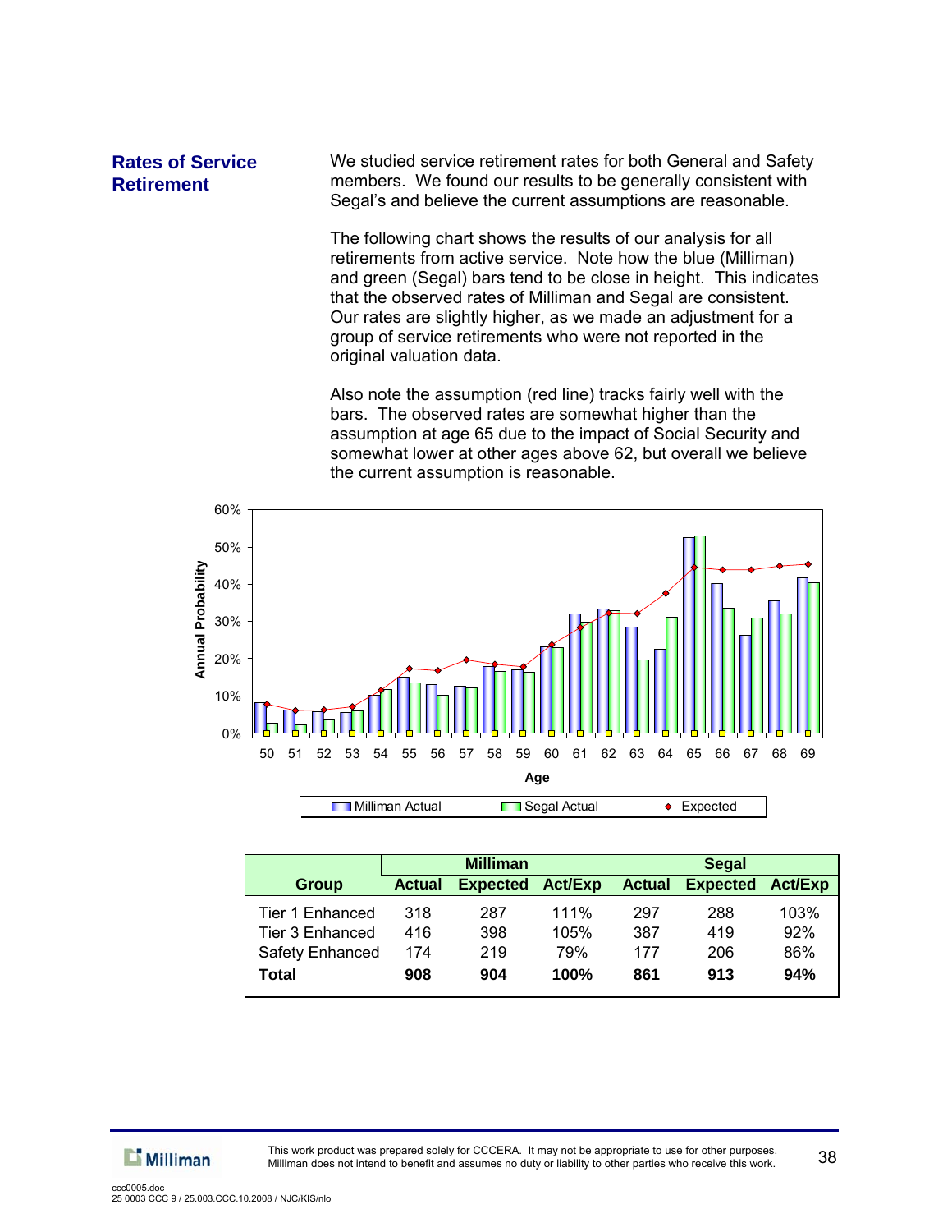## Rates of Service Retirement

We studied service retirement rates for both General and Safety members. We found our results to be generally consistent with Segal's and believe the current assumptions are reasonable.

The following chart shows the results of our analysis for all retirements from active service. Note how the blue (Milliman) and green (Segal) bars tend to be close in height. This indicates that the observed rates of Milliman and Segal are consistent. Our rates are slightly higher, as we made an adjustment for a group of service retirements who were not reported in the original valuation data.

Also note the assumption (red line) tracks fairly well with the bars. The observed rates are somewhat higher than the assumption at age 65 due to the impact of Social Security and somewhat lower at other ages above 62, but overall we believe the current assumption is reasonable.

| | Milliman | | | Segal | | |
|---|---|---|---|---|---|---|
| **Group** | **Actual** | **Expected** | **Act/Exp** | **Actual** | **Expected** | **Act/Exp** |
| Tier 1 Enhanced | 318 | 287 | 111% | 297 | 288 | 103% |
| Tier 3 Enhanced | 416 | 398 | 105% | 387 | 419 | 92% |
| Safety Enhanced | 174 | 219 | 79% | 177 | 206 | 86% |
| **Total** | **908** | **904** | **100%** | **861** | **913** | **94%** |

This work product was prepared solely for CCCERA. It may not be appropriate to use for other purposes. Milliman does not intend to benefit and assumes no duty or liability to other parties who receive this work.

ccc0005.doc
25 0003 CCC 9 / 25.003.CCC.10.2008 / NJC/KIS/nlo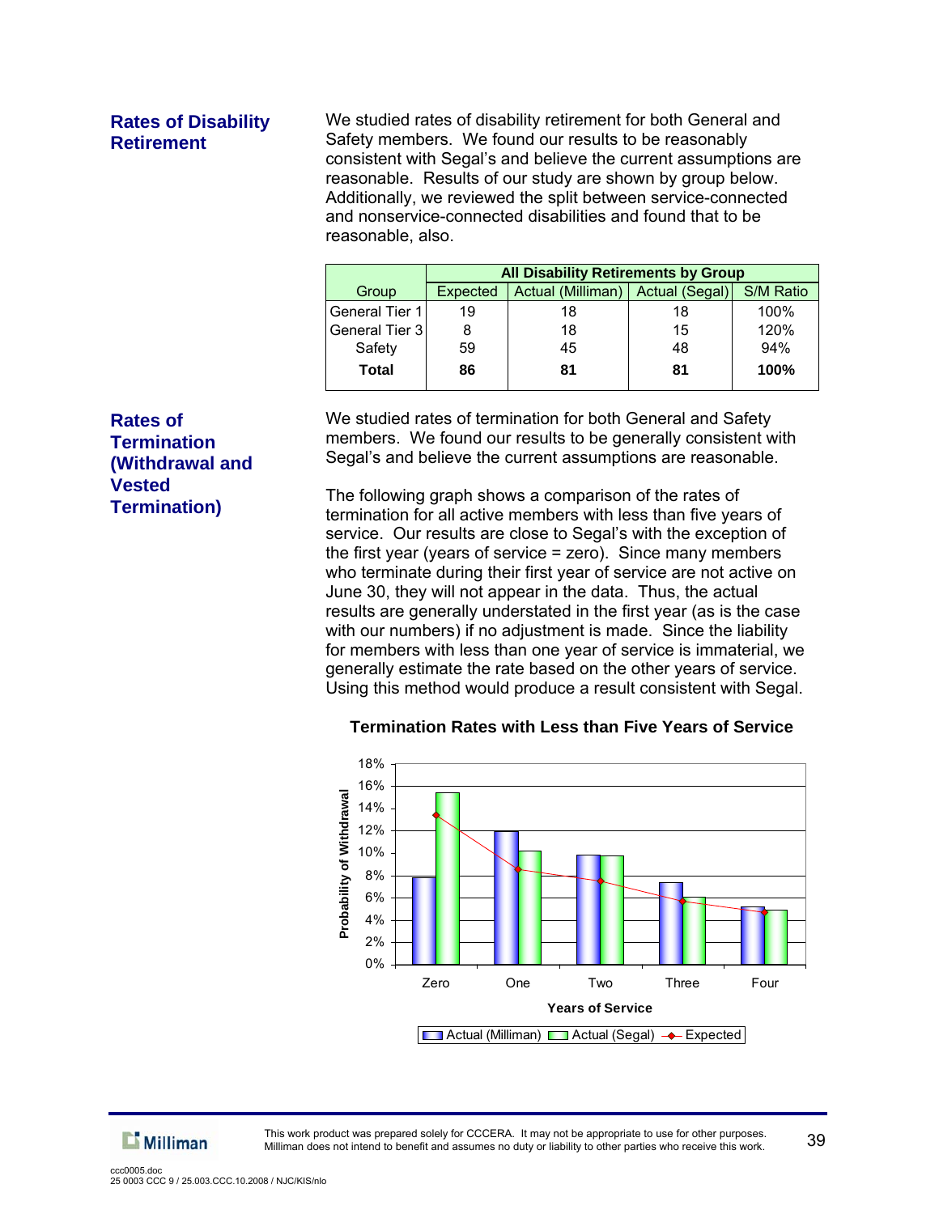## Rates of Disability Retirement

We studied rates of disability retirement for both General and Safety members. We found our results to be reasonably consistent with Segal's and believe the current assumptions are reasonable. Results of our study are shown by group below. Additionally, we reviewed the split between service-connected and nonservice-connected disabilities and found that to be reasonable, also.

| | **All Disability Retirements by Group** | | | |
|---|---|---|---|---|
| Group | Expected | Actual (Milliman) | Actual (Segal) | S/M Ratio |
| General Tier 1 | 19 | 18 | 18 | 100% |
| General Tier 3 | 8 | 18 | 15 | 120% |
| Safety | 59 | 45 | 48 | 94% |
| **Total** | **86** | **81** | **81** | **100%** |

## Rates of Termination (Withdrawal and Vested Termination)

We studied rates of termination for both General and Safety members. We found our results to be generally consistent with Segal's and believe the current assumptions are reasonable.

The following graph shows a comparison of the rates of termination for all active members with less than five years of service. Our results are close to Segal's with the exception of the first year (years of service = zero). Since many members who terminate during their first year of service are not active on June 30, they will not appear in the data. Thus, the actual results are generally understated in the first year (as is the case with our numbers) if no adjustment is made. Since the liability for members with less than one year of service is immaterial, we generally estimate the rate based on the other years of service. Using this method would produce a result consistent with Segal.

**Termination Rates with Less than Five Years of Service**

| Years of Service | Actual (Milliman) | Actual (Segal) | Expected |
|---|---|---|---|
| Zero | ~7.8% | ~15.4% | ~13.4% |
| One | ~11.9% | ~10.2% | ~8.6% |
| Two | ~9.8% | ~9.7% | ~7.5% |
| Three | ~7.4% | ~6.0% | ~5.7% |
| Four | ~5.2% | ~4.9% | ~4.7% |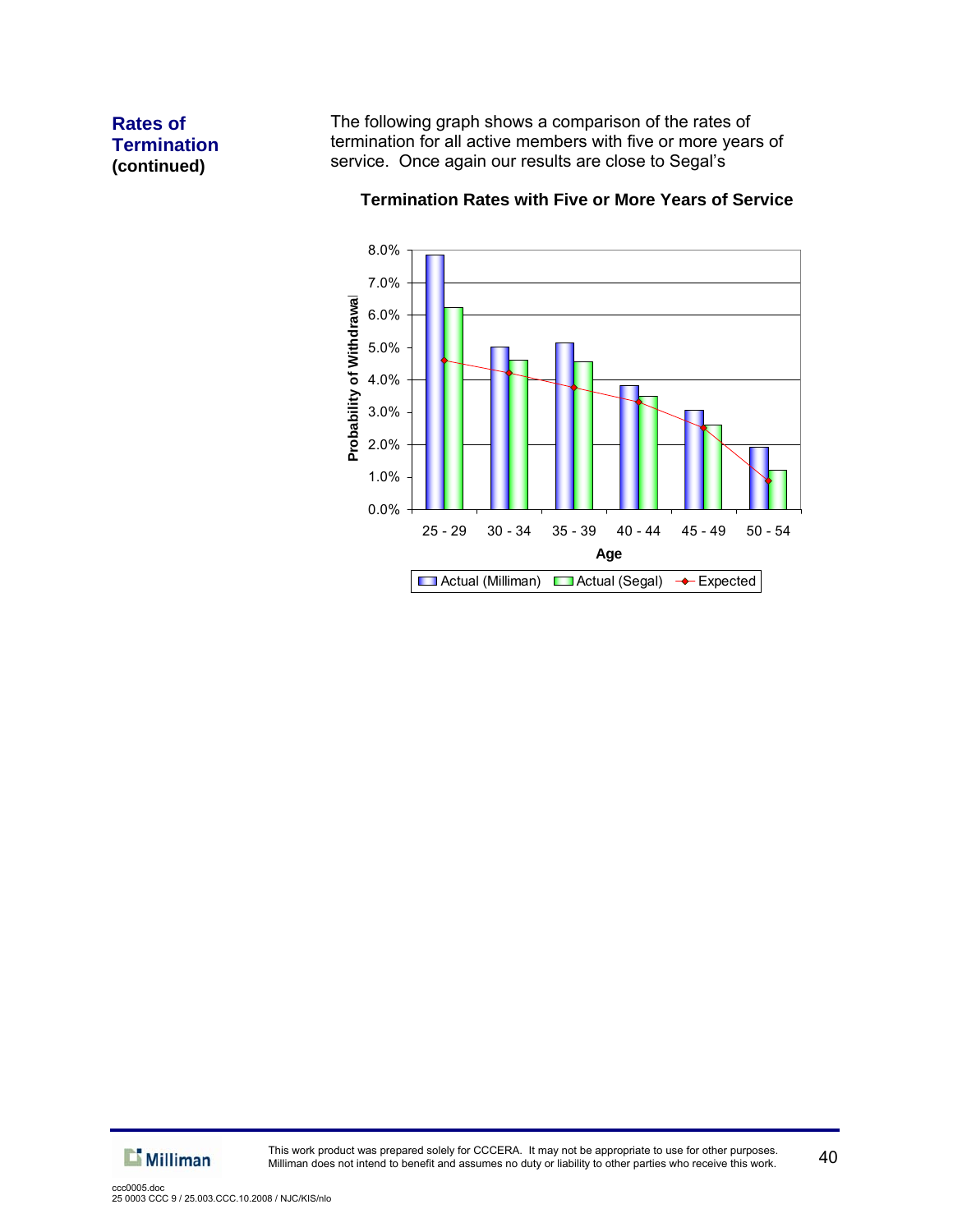## Rates of Termination (continued)

The following graph shows a comparison of the rates of termination for all active members with five or more years of service. Once again our results are close to Segal's

**Termination Rates with Five or More Years of Service**

| Age | Actual (Milliman) | Actual (Segal) | Expected |
|---|---|---|---|
| 25 - 29 | 7.8% | 6.2% | 4.6% |
| 30 - 34 | 5.0% | 4.6% | 4.2% |
| 35 - 39 | 5.1% | 4.5% | 3.7% |
| 40 - 44 | 3.8% | 3.5% | 3.3% |
| 45 - 49 | 3.0% | 2.6% | 2.5% |
| 50 - 54 | 1.9% | 1.2% | 0.9% |

*Values estimated from chart. Y-axis: Probability of Withdrawal; X-axis: Age.*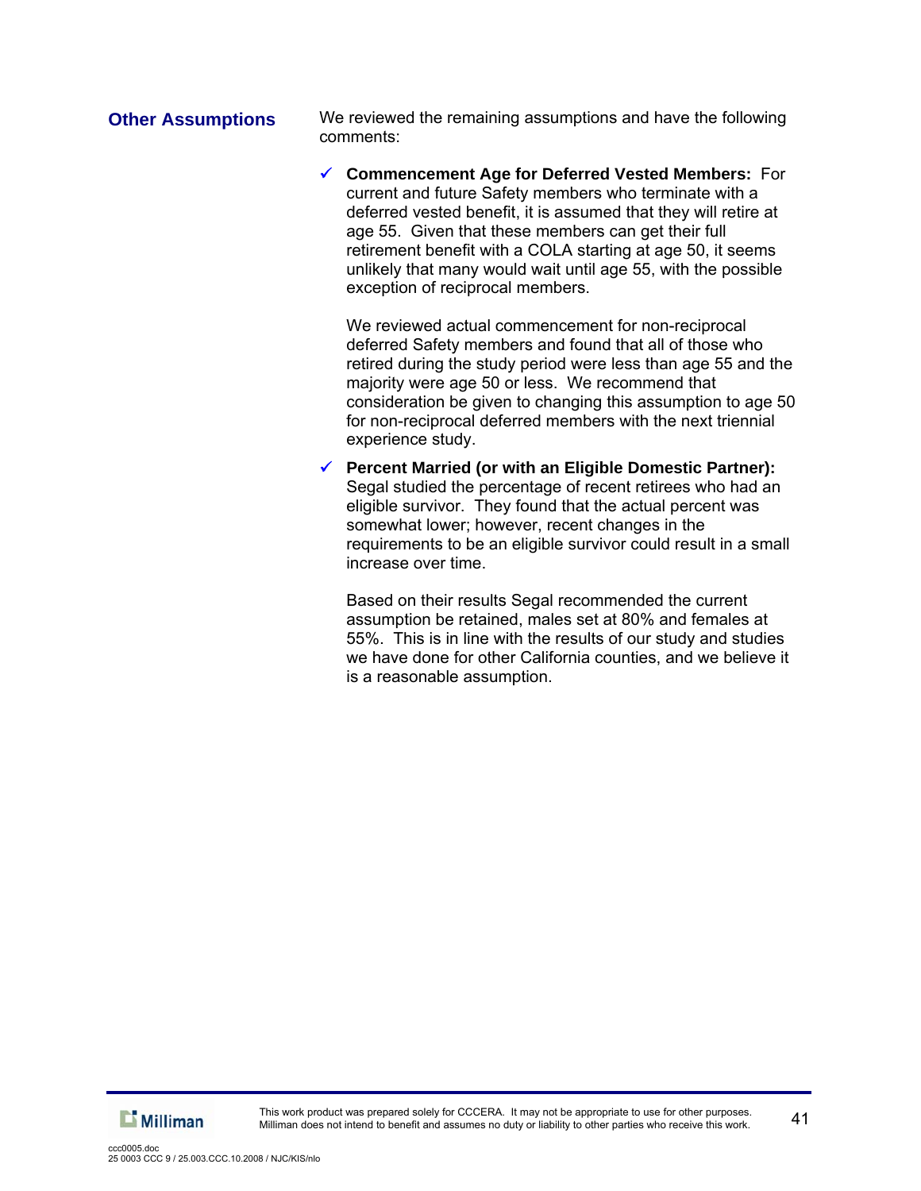## Other Assumptions

We reviewed the remaining assumptions and have the following comments:

- ✓ **Commencement Age for Deferred Vested Members:** For current and future Safety members who terminate with a deferred vested benefit, it is assumed that they will retire at age 55. Given that these members can get their full retirement benefit with a COLA starting at age 50, it seems unlikely that many would wait until age 55, with the possible exception of reciprocal members.

  We reviewed actual commencement for non-reciprocal deferred Safety members and found that all of those who retired during the study period were less than age 55 and the majority were age 50 or less. We recommend that consideration be given to changing this assumption to age 50 for non-reciprocal deferred members with the next triennial experience study.

- ✓ **Percent Married (or with an Eligible Domestic Partner):** Segal studied the percentage of recent retirees who had an eligible survivor. They found that the actual percent was somewhat lower; however, recent changes in the requirements to be an eligible survivor could result in a small increase over time.

  Based on their results Segal recommended the current assumption be retained, males set at 80% and females at 55%. This is in line with the results of our study and studies we have done for other California counties, and we believe it is a reasonable assumption.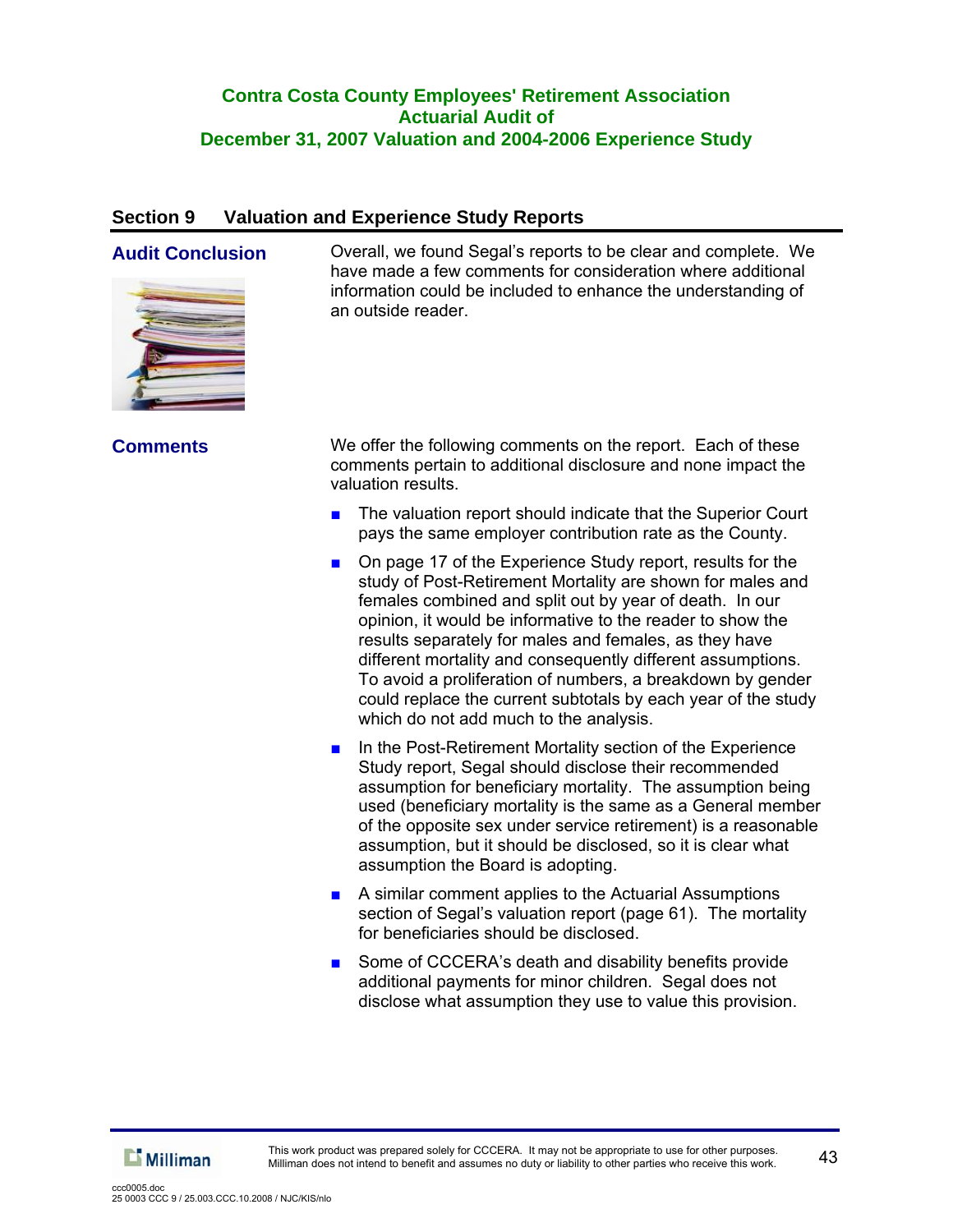## Section 9 Valuation and Experience Study Reports

### Audit Conclusion

Overall, we found Segal's reports to be clear and complete. We have made a few comments for consideration where additional information could be included to enhance the understanding of an outside reader.

### Comments

We offer the following comments on the report. Each of these comments pertain to additional disclosure and none impact the valuation results.

- The valuation report should indicate that the Superior Court pays the same employer contribution rate as the County.
- On page 17 of the Experience Study report, results for the study of Post-Retirement Mortality are shown for males and females combined and split out by year of death. In our opinion, it would be informative to the reader to show the results separately for males and females, as they have different mortality and consequently different assumptions. To avoid a proliferation of numbers, a breakdown by gender could replace the current subtotals by each year of the study which do not add much to the analysis.
- In the Post-Retirement Mortality section of the Experience Study report, Segal should disclose their recommended assumption for beneficiary mortality. The assumption being used (beneficiary mortality is the same as a General member of the opposite sex under service retirement) is a reasonable assumption, but it should be disclosed, so it is clear what assumption the Board is adopting.
- A similar comment applies to the Actuarial Assumptions section of Segal's valuation report (page 61). The mortality for beneficiaries should be disclosed.
- Some of CCCERA's death and disability benefits provide additional payments for minor children. Segal does not disclose what assumption they use to value this provision.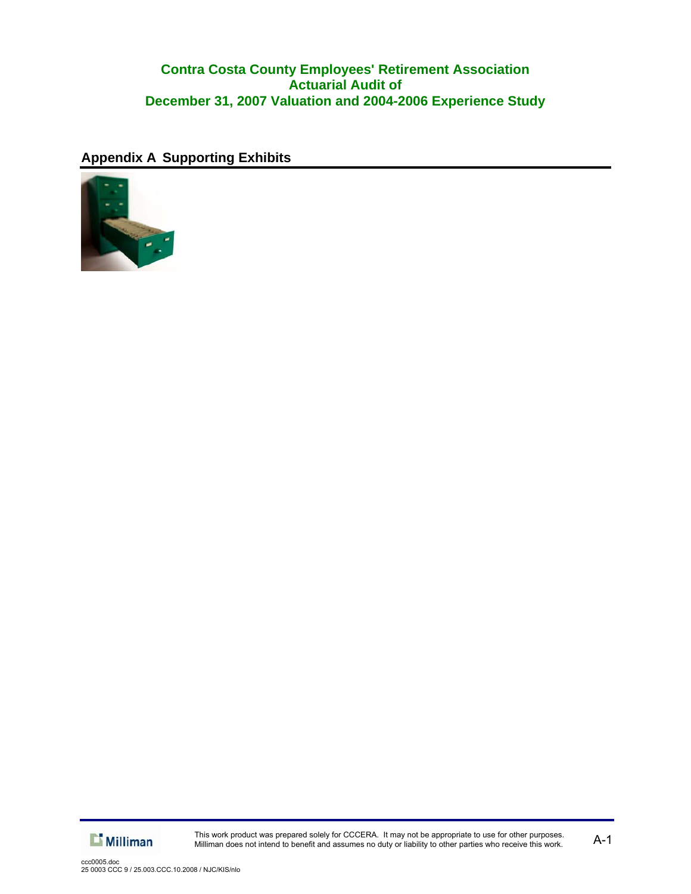## Appendix A Supporting Exhibits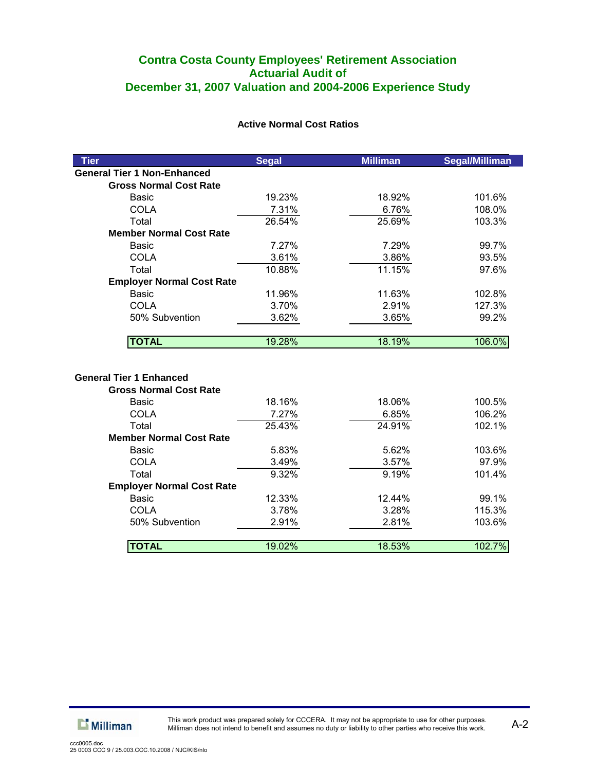# Contra Costa County Employees' Retirement Association
# Actuarial Audit of
# December 31, 2007 Valuation and 2004-2006 Experience Study

### Active Normal Cost Ratios

| Tier | Segal | Milliman | Segal/Milliman |
|---|---|---|---|
| **General Tier 1 Non-Enhanced** | | | |
| **Gross Normal Cost Rate** | | | |
| Basic | 19.23% | 18.92% | 101.6% |
| COLA | 7.31% | 6.76% | 108.0% |
| Total | 26.54% | 25.69% | 103.3% |
| **Member Normal Cost Rate** | | | |
| Basic | 7.27% | 7.29% | 99.7% |
| COLA | 3.61% | 3.86% | 93.5% |
| Total | 10.88% | 11.15% | 97.6% |
| **Employer Normal Cost Rate** | | | |
| Basic | 11.96% | 11.63% | 102.8% |
| COLA | 3.70% | 2.91% | 127.3% |
| 50% Subvention | 3.62% | 3.65% | 99.2% |
| **TOTAL** | 19.28% | 18.19% | 106.0% |
| | | | |
| **General Tier 1 Enhanced** | | | |
| **Gross Normal Cost Rate** | | | |
| Basic | 18.16% | 18.06% | 100.5% |
| COLA | 7.27% | 6.85% | 106.2% |
| Total | 25.43% | 24.91% | 102.1% |
| **Member Normal Cost Rate** | | | |
| Basic | 5.83% | 5.62% | 103.6% |
| COLA | 3.49% | 3.57% | 97.9% |
| Total | 9.32% | 9.19% | 101.4% |
| **Employer Normal Cost Rate** | | | |
| Basic | 12.33% | 12.44% | 99.1% |
| COLA | 3.78% | 3.28% | 115.3% |
| 50% Subvention | 2.91% | 2.81% | 103.6% |
| **TOTAL** | 19.02% | 18.53% | 102.7% |

This work product was prepared solely for CCCERA. It may not be appropriate to use for other purposes. Milliman does not intend to benefit and assumes no duty or liability to other parties who receive this work.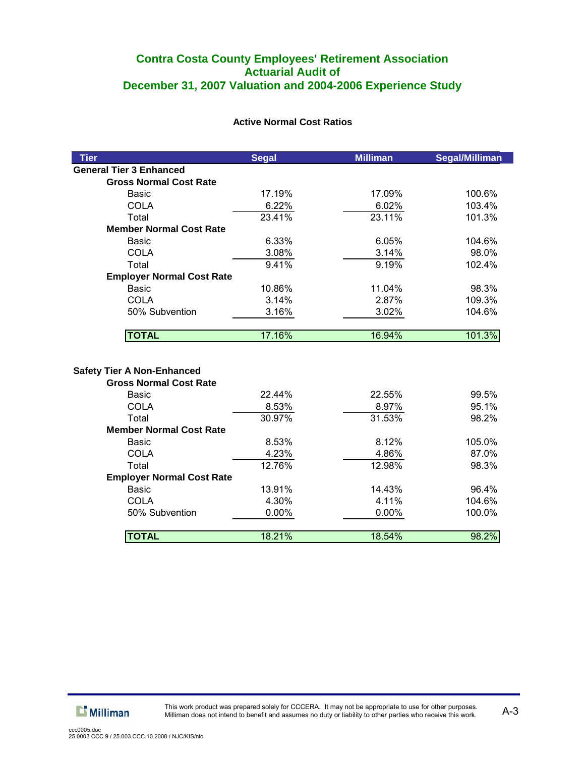# Contra Costa County Employees' Retirement Association
## Actuarial Audit of
## December 31, 2007 Valuation and 2004-2006 Experience Study

### Active Normal Cost Ratios

| Tier | Segal | Milliman | Segal/Milliman |
|---|---|---|---|
| **General Tier 3 Enhanced** | | | |
| **Gross Normal Cost Rate** | | | |
| Basic | 17.19% | 17.09% | 100.6% |
| COLA | 6.22% | 6.02% | 103.4% |
| Total | 23.41% | 23.11% | 101.3% |
| **Member Normal Cost Rate** | | | |
| Basic | 6.33% | 6.05% | 104.6% |
| COLA | 3.08% | 3.14% | 98.0% |
| Total | 9.41% | 9.19% | 102.4% |
| **Employer Normal Cost Rate** | | | |
| Basic | 10.86% | 11.04% | 98.3% |
| COLA | 3.14% | 2.87% | 109.3% |
| 50% Subvention | 3.16% | 3.02% | 104.6% |
| **TOTAL** | 17.16% | 16.94% | 101.3% |
| | | | |
| **Safety Tier A Non-Enhanced** | | | |
| **Gross Normal Cost Rate** | | | |
| Basic | 22.44% | 22.55% | 99.5% |
| COLA | 8.53% | 8.97% | 95.1% |
| Total | 30.97% | 31.53% | 98.2% |
| **Member Normal Cost Rate** | | | |
| Basic | 8.53% | 8.12% | 105.0% |
| COLA | 4.23% | 4.86% | 87.0% |
| Total | 12.76% | 12.98% | 98.3% |
| **Employer Normal Cost Rate** | | | |
| Basic | 13.91% | 14.43% | 96.4% |
| COLA | 4.30% | 4.11% | 104.6% |
| 50% Subvention | 0.00% | 0.00% | 100.0% |
| **TOTAL** | 18.21% | 18.54% | 98.2% |

This work product was prepared solely for CCCERA. It may not be appropriate to use for other purposes. Milliman does not intend to benefit and assumes no duty or liability to other parties who receive this work.

ccc0005.doc
25 0003 CCC 9 / 25.003.CCC.10.2008 / NJC/KIS/nlo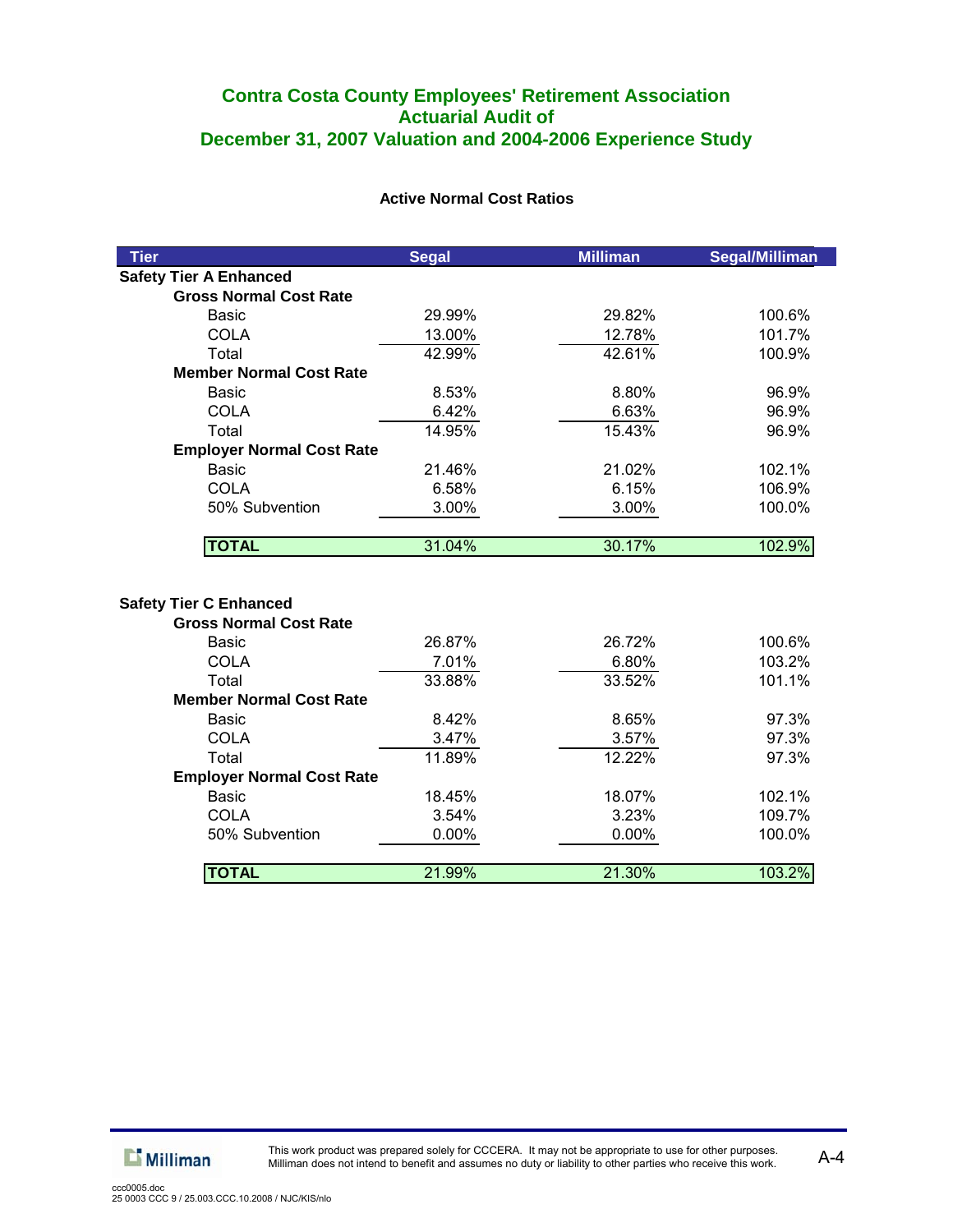## Contra Costa County Employees' Retirement Association
## Actuarial Audit of
## December 31, 2007 Valuation and 2004-2006 Experience Study

**Active Normal Cost Ratios**

| Tier | Segal | Milliman | Segal/Milliman |
|---|---|---|---|
| **Safety Tier A Enhanced** | | | |
| **Gross Normal Cost Rate** | | | |
| Basic | 29.99% | 29.82% | 100.6% |
| COLA | 13.00% | 12.78% | 101.7% |
| Total | 42.99% | 42.61% | 100.9% |
| **Member Normal Cost Rate** | | | |
| Basic | 8.53% | 8.80% | 96.9% |
| COLA | 6.42% | 6.63% | 96.9% |
| Total | 14.95% | 15.43% | 96.9% |
| **Employer Normal Cost Rate** | | | |
| Basic | 21.46% | 21.02% | 102.1% |
| COLA | 6.58% | 6.15% | 106.9% |
| 50% Subvention | 3.00% | 3.00% | 100.0% |
| **TOTAL** | 31.04% | 30.17% | 102.9% |
| | | | |
| **Safety Tier C Enhanced** | | | |
| **Gross Normal Cost Rate** | | | |
| Basic | 26.87% | 26.72% | 100.6% |
| COLA | 7.01% | 6.80% | 103.2% |
| Total | 33.88% | 33.52% | 101.1% |
| **Member Normal Cost Rate** | | | |
| Basic | 8.42% | 8.65% | 97.3% |
| COLA | 3.47% | 3.57% | 97.3% |
| Total | 11.89% | 12.22% | 97.3% |
| **Employer Normal Cost Rate** | | | |
| Basic | 18.45% | 18.07% | 102.1% |
| COLA | 3.54% | 3.23% | 109.7% |
| 50% Subvention | 0.00% | 0.00% | 100.0% |
| **TOTAL** | 21.99% | 21.30% | 103.2% |

This work product was prepared solely for CCCERA. It may not be appropriate to use for other purposes. Milliman does not intend to benefit and assumes no duty or liability to other parties who receive this work.

ccc0005.doc
25 0003 CCC 9 / 25.003.CCC.10.2008 / NJC/KIS/nlo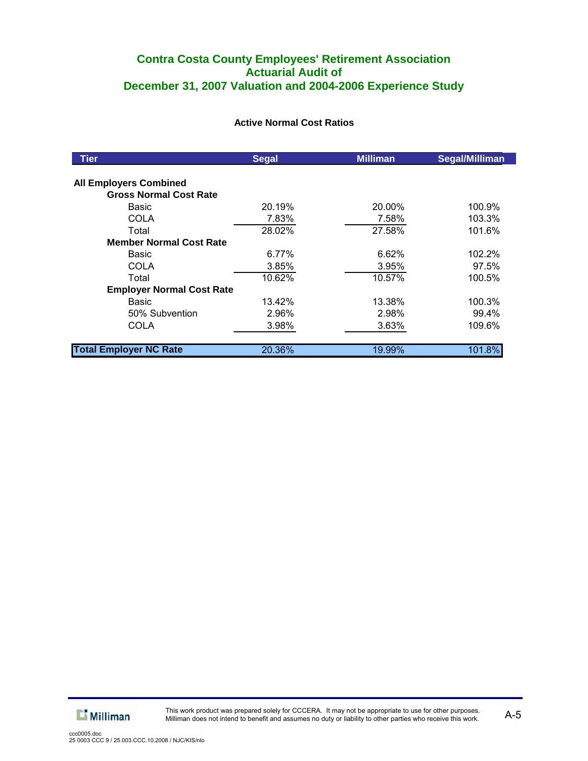# Contra Costa County Employees' Retirement Association
# Actuarial Audit of
# December 31, 2007 Valuation and 2004-2006 Experience Study

### Active Normal Cost Ratios

| Tier | Segal | Milliman | Segal/Milliman |
|---|---|---|---|
| **All Employers Combined** | | | |
| **Gross Normal Cost Rate** | | | |
| Basic | 20.19% | 20.00% | 100.9% |
| COLA | 7.83% | 7.58% | 103.3% |
| Total | 28.02% | 27.58% | 101.6% |
| **Member Normal Cost Rate** | | | |
| Basic | 6.77% | 6.62% | 102.2% |
| COLA | 3.85% | 3.95% | 97.5% |
| Total | 10.62% | 10.57% | 100.5% |
| **Employer Normal Cost Rate** | | | |
| Basic | 13.42% | 13.38% | 100.3% |
| 50% Subvention | 2.96% | 2.98% | 99.4% |
| COLA | 3.98% | 3.63% | 109.6% |
| **Total Employer NC Rate** | 20.36% | 19.99% | 101.8% |

This work product was prepared solely for CCCERA. It may not be appropriate to use for other purposes. Milliman does not intend to benefit and assumes no duty or liability to other parties who receive this work.

ccc0005.doc
25 0003 CCC 9 / 25.003.CCC.10.2008 / NJC/KIS/nlo